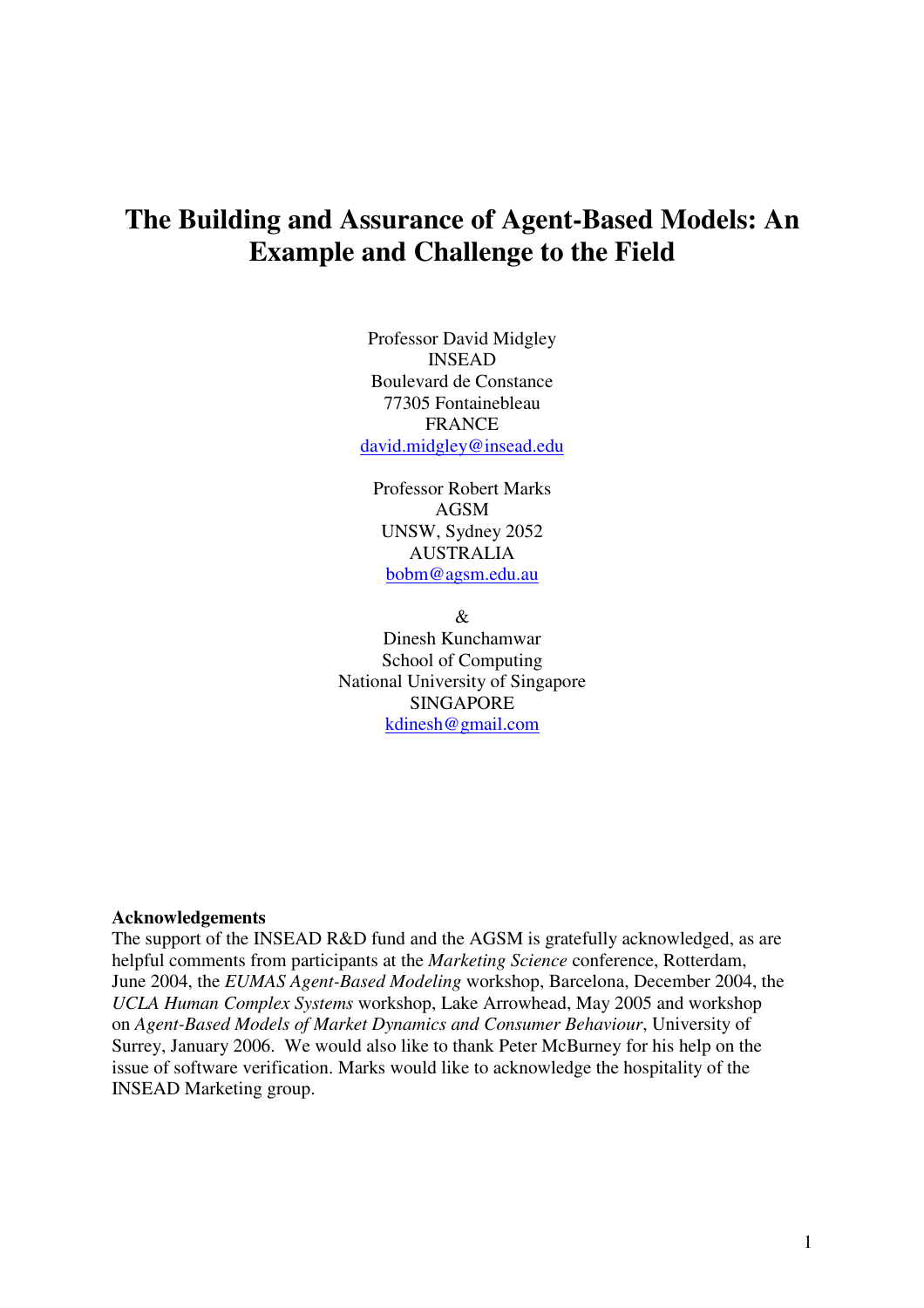# The Building and Assurance of Agent-Based Models: An Example and Challenge to the Field

Professor David Midgley
INSEAD
Boulevard de Constance
77305 Fontainebleau
FRANCE
david.midgley@insead.edu

Professor Robert Marks
AGSM
UNSW, Sydney 2052
AUSTRALIA
bobm@agsm.edu.au

&

Dinesh Kunchamwar
School of Computing
National University of Singapore
SINGAPORE
kdinesh@gmail.com

**Acknowledgements**

The support of the INSEAD R&D fund and the AGSM is gratefully acknowledged, as are helpful comments from participants at the *Marketing Science* conference, Rotterdam, June 2004, the *EUMAS Agent-Based Modeling* workshop, Barcelona, December 2004, the *UCLA Human Complex Systems* workshop, Lake Arrowhead, May 2005 and workshop on *Agent-Based Models of Market Dynamics and Consumer Behaviour*, University of Surrey, January 2006. We would also like to thank Peter McBurney for his help on the issue of software verification. Marks would like to acknowledge the hospitality of the INSEAD Marketing group.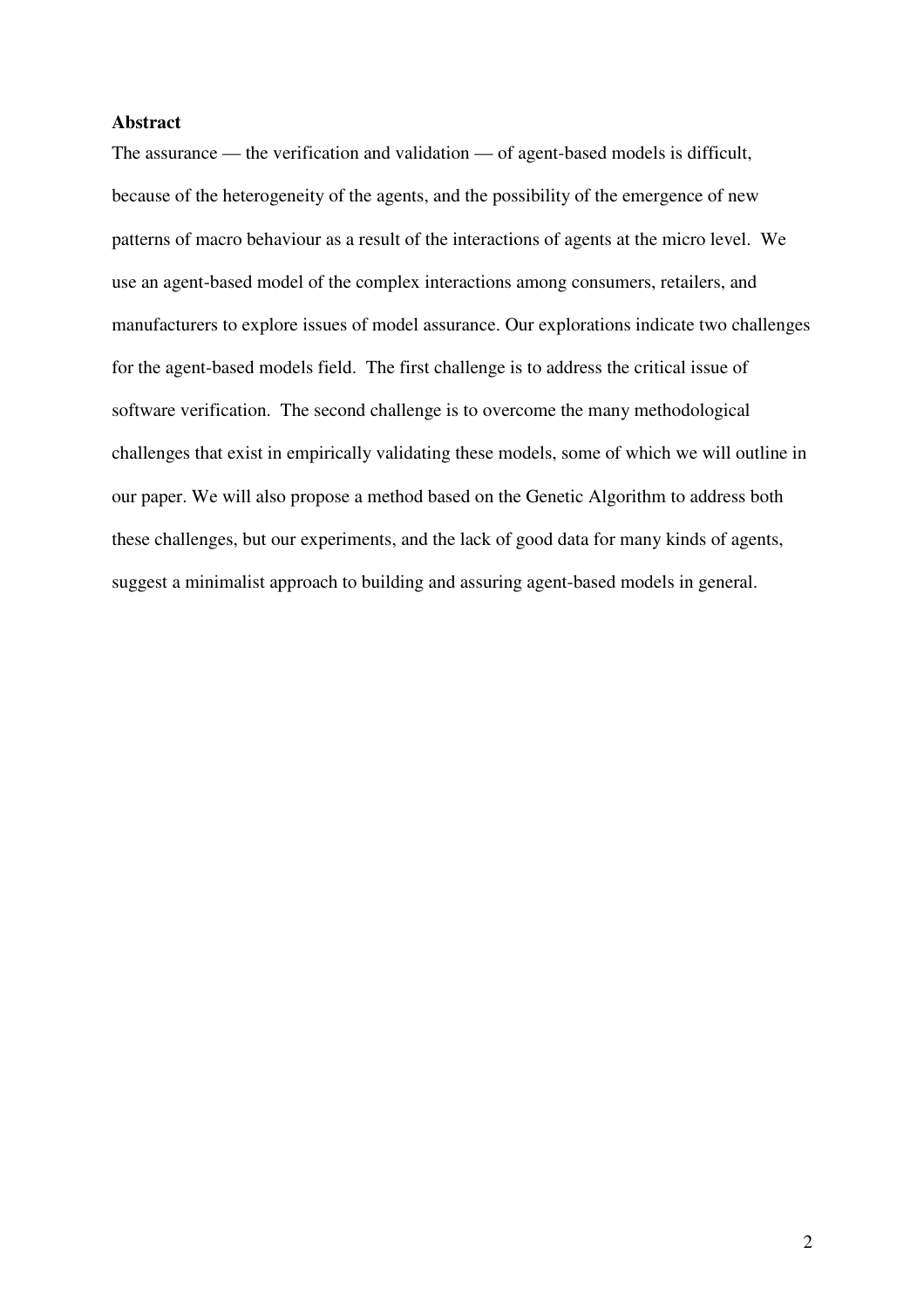**Abstract**

The assurance — the verification and validation — of agent-based models is difficult, because of the heterogeneity of the agents, and the possibility of the emergence of new patterns of macro behaviour as a result of the interactions of agents at the micro level. We use an agent-based model of the complex interactions among consumers, retailers, and manufacturers to explore issues of model assurance. Our explorations indicate two challenges for the agent-based models field. The first challenge is to address the critical issue of software verification. The second challenge is to overcome the many methodological challenges that exist in empirically validating these models, some of which we will outline in our paper. We will also propose a method based on the Genetic Algorithm to address both these challenges, but our experiments, and the lack of good data for many kinds of agents, suggest a minimalist approach to building and assuring agent-based models in general.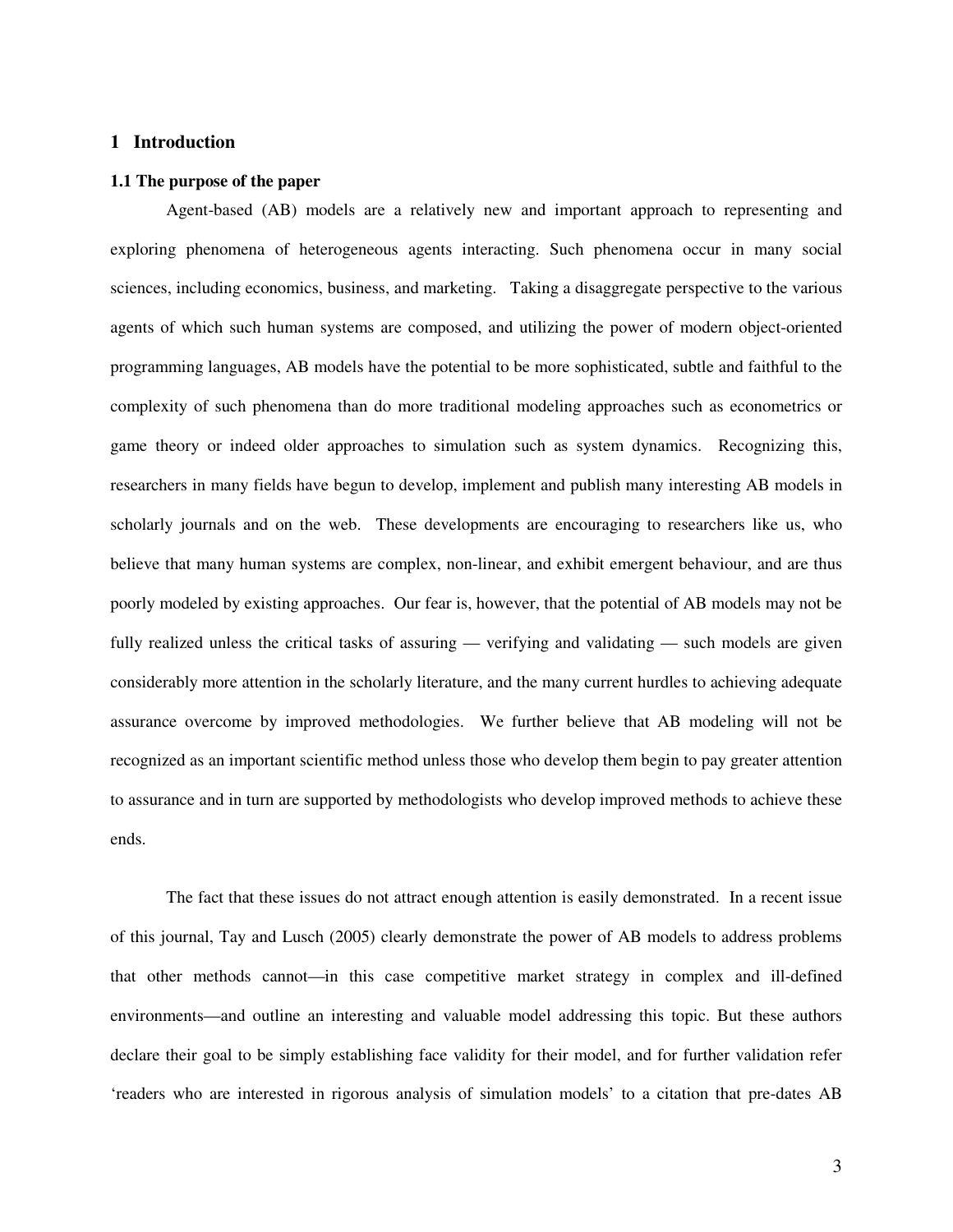# 1 Introduction

## 1.1 The purpose of the paper

Agent-based (AB) models are a relatively new and important approach to representing and exploring phenomena of heterogeneous agents interacting. Such phenomena occur in many social sciences, including economics, business, and marketing. Taking a disaggregate perspective to the various agents of which such human systems are composed, and utilizing the power of modern object-oriented programming languages, AB models have the potential to be more sophisticated, subtle and faithful to the complexity of such phenomena than do more traditional modeling approaches such as econometrics or game theory or indeed older approaches to simulation such as system dynamics. Recognizing this, researchers in many fields have begun to develop, implement and publish many interesting AB models in scholarly journals and on the web. These developments are encouraging to researchers like us, who believe that many human systems are complex, non-linear, and exhibit emergent behaviour, and are thus poorly modeled by existing approaches. Our fear is, however, that the potential of AB models may not be fully realized unless the critical tasks of assuring — verifying and validating — such models are given considerably more attention in the scholarly literature, and the many current hurdles to achieving adequate assurance overcome by improved methodologies. We further believe that AB modeling will not be recognized as an important scientific method unless those who develop them begin to pay greater attention to assurance and in turn are supported by methodologists who develop improved methods to achieve these ends.

The fact that these issues do not attract enough attention is easily demonstrated. In a recent issue of this journal, Tay and Lusch (2005) clearly demonstrate the power of AB models to address problems that other methods cannot—in this case competitive market strategy in complex and ill-defined environments—and outline an interesting and valuable model addressing this topic. But these authors declare their goal to be simply establishing face validity for their model, and for further validation refer 'readers who are interested in rigorous analysis of simulation models' to a citation that pre-dates AB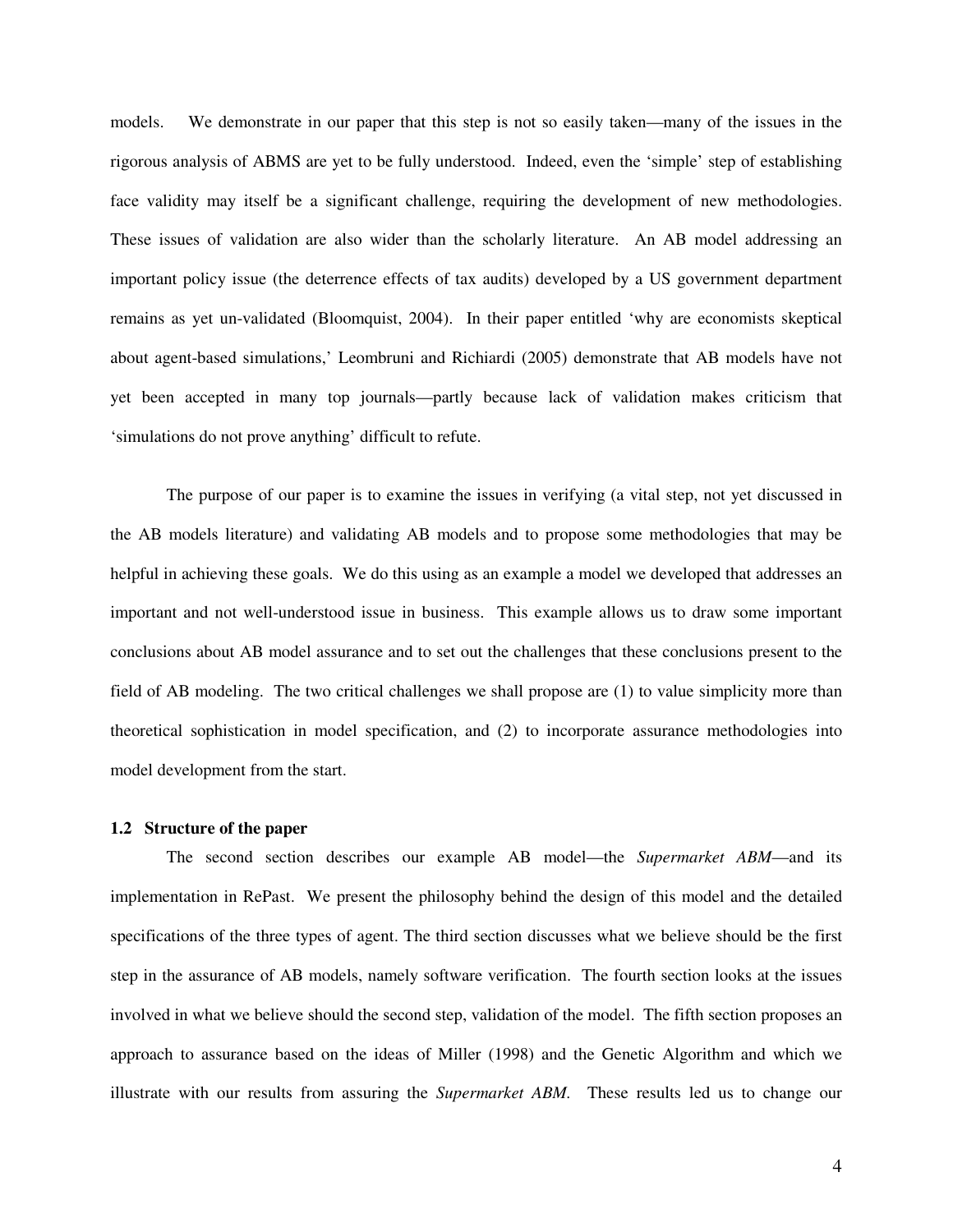models. We demonstrate in our paper that this step is not so easily taken—many of the issues in the rigorous analysis of ABMS are yet to be fully understood. Indeed, even the 'simple' step of establishing face validity may itself be a significant challenge, requiring the development of new methodologies. These issues of validation are also wider than the scholarly literature. An AB model addressing an important policy issue (the deterrence effects of tax audits) developed by a US government department remains as yet un-validated (Bloomquist, 2004). In their paper entitled 'why are economists skeptical about agent-based simulations,' Leombruni and Richiardi (2005) demonstrate that AB models have not yet been accepted in many top journals—partly because lack of validation makes criticism that 'simulations do not prove anything' difficult to refute.

The purpose of our paper is to examine the issues in verifying (a vital step, not yet discussed in the AB models literature) and validating AB models and to propose some methodologies that may be helpful in achieving these goals. We do this using as an example a model we developed that addresses an important and not well-understood issue in business. This example allows us to draw some important conclusions about AB model assurance and to set out the challenges that these conclusions present to the field of AB modeling. The two critical challenges we shall propose are (1) to value simplicity more than theoretical sophistication in model specification, and (2) to incorporate assurance methodologies into model development from the start.

### 1.2 Structure of the paper

The second section describes our example AB model—the *Supermarket ABM*—and its implementation in RePast. We present the philosophy behind the design of this model and the detailed specifications of the three types of agent. The third section discusses what we believe should be the first step in the assurance of AB models, namely software verification. The fourth section looks at the issues involved in what we believe should the second step, validation of the model. The fifth section proposes an approach to assurance based on the ideas of Miller (1998) and the Genetic Algorithm and which we illustrate with our results from assuring the *Supermarket ABM*. These results led us to change our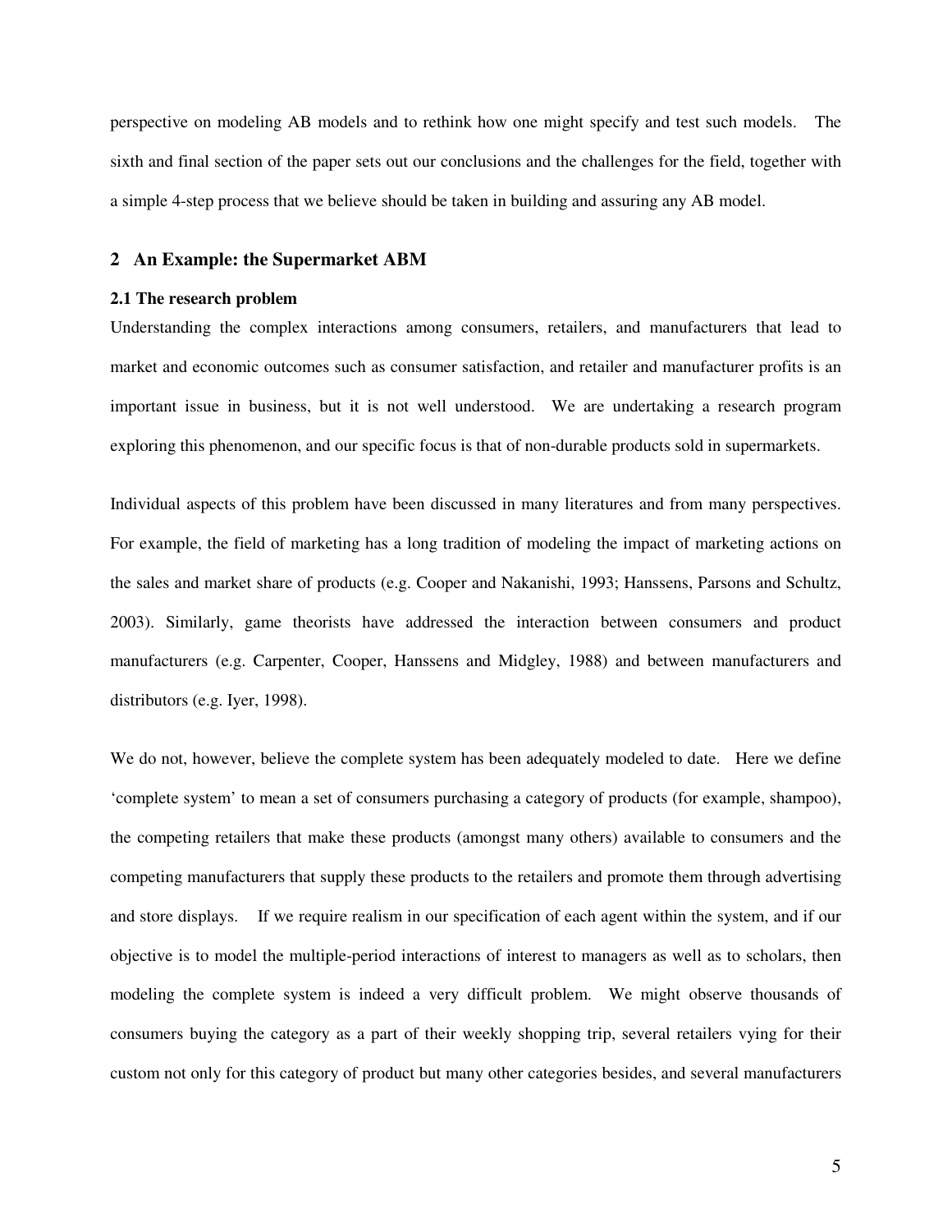perspective on modeling AB models and to rethink how one might specify and test such models. The sixth and final section of the paper sets out our conclusions and the challenges for the field, together with a simple 4-step process that we believe should be taken in building and assuring any AB model.

## 2 An Example: the Supermarket ABM

### 2.1 The research problem

Understanding the complex interactions among consumers, retailers, and manufacturers that lead to market and economic outcomes such as consumer satisfaction, and retailer and manufacturer profits is an important issue in business, but it is not well understood. We are undertaking a research program exploring this phenomenon, and our specific focus is that of non-durable products sold in supermarkets.

Individual aspects of this problem have been discussed in many literatures and from many perspectives. For example, the field of marketing has a long tradition of modeling the impact of marketing actions on the sales and market share of products (e.g. Cooper and Nakanishi, 1993; Hanssens, Parsons and Schultz, 2003). Similarly, game theorists have addressed the interaction between consumers and product manufacturers (e.g. Carpenter, Cooper, Hanssens and Midgley, 1988) and between manufacturers and distributors (e.g. Iyer, 1998).

We do not, however, believe the complete system has been adequately modeled to date. Here we define 'complete system' to mean a set of consumers purchasing a category of products (for example, shampoo), the competing retailers that make these products (amongst many others) available to consumers and the competing manufacturers that supply these products to the retailers and promote them through advertising and store displays. If we require realism in our specification of each agent within the system, and if our objective is to model the multiple-period interactions of interest to managers as well as to scholars, then modeling the complete system is indeed a very difficult problem. We might observe thousands of consumers buying the category as a part of their weekly shopping trip, several retailers vying for their custom not only for this category of product but many other categories besides, and several manufacturers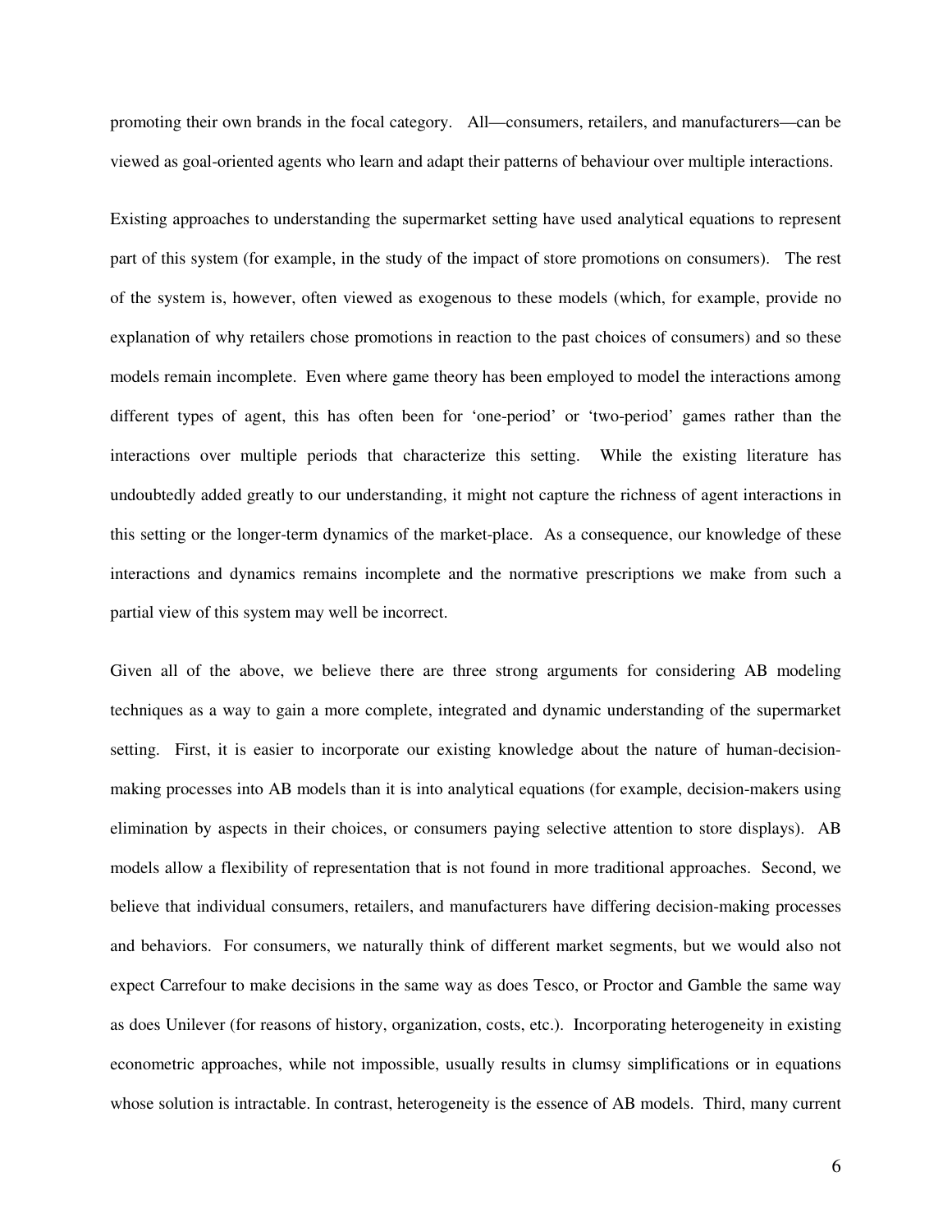promoting their own brands in the focal category. All—consumers, retailers, and manufacturers—can be viewed as goal-oriented agents who learn and adapt their patterns of behaviour over multiple interactions.

Existing approaches to understanding the supermarket setting have used analytical equations to represent part of this system (for example, in the study of the impact of store promotions on consumers). The rest of the system is, however, often viewed as exogenous to these models (which, for example, provide no explanation of why retailers chose promotions in reaction to the past choices of consumers) and so these models remain incomplete. Even where game theory has been employed to model the interactions among different types of agent, this has often been for 'one-period' or 'two-period' games rather than the interactions over multiple periods that characterize this setting. While the existing literature has undoubtedly added greatly to our understanding, it might not capture the richness of agent interactions in this setting or the longer-term dynamics of the market-place. As a consequence, our knowledge of these interactions and dynamics remains incomplete and the normative prescriptions we make from such a partial view of this system may well be incorrect.

Given all of the above, we believe there are three strong arguments for considering AB modeling techniques as a way to gain a more complete, integrated and dynamic understanding of the supermarket setting. First, it is easier to incorporate our existing knowledge about the nature of human-decision-making processes into AB models than it is into analytical equations (for example, decision-makers using elimination by aspects in their choices, or consumers paying selective attention to store displays). AB models allow a flexibility of representation that is not found in more traditional approaches. Second, we believe that individual consumers, retailers, and manufacturers have differing decision-making processes and behaviors. For consumers, we naturally think of different market segments, but we would also not expect Carrefour to make decisions in the same way as does Tesco, or Proctor and Gamble the same way as does Unilever (for reasons of history, organization, costs, etc.). Incorporating heterogeneity in existing econometric approaches, while not impossible, usually results in clumsy simplifications or in equations whose solution is intractable. In contrast, heterogeneity is the essence of AB models. Third, many current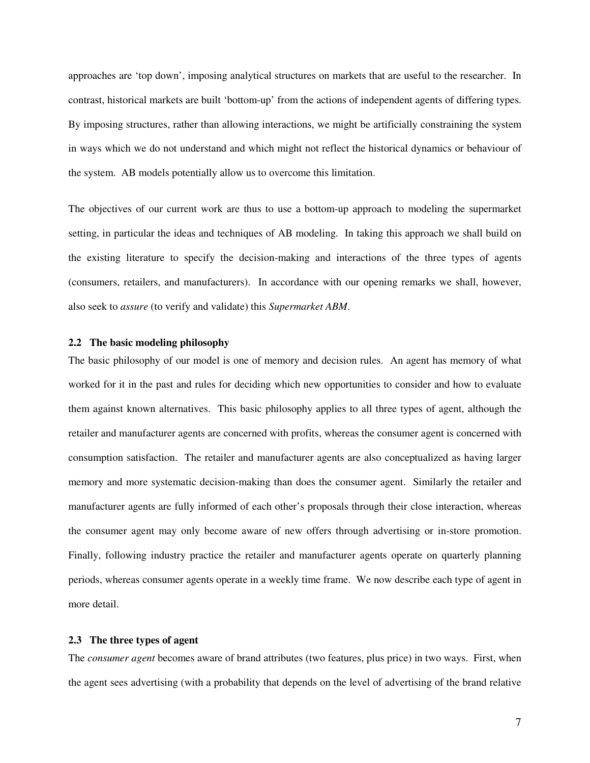approaches are 'top down', imposing analytical structures on markets that are useful to the researcher. In contrast, historical markets are built 'bottom-up' from the actions of independent agents of differing types. By imposing structures, rather than allowing interactions, we might be artificially constraining the system in ways which we do not understand and which might not reflect the historical dynamics or behaviour of the system. AB models potentially allow us to overcome this limitation.

The objectives of our current work are thus to use a bottom-up approach to modeling the supermarket setting, in particular the ideas and techniques of AB modeling. In taking this approach we shall build on the existing literature to specify the decision-making and interactions of the three types of agents (consumers, retailers, and manufacturers). In accordance with our opening remarks we shall, however, also seek to *assure* (to verify and validate) this *Supermarket ABM*.

### 2.2 The basic modeling philosophy

The basic philosophy of our model is one of memory and decision rules. An agent has memory of what worked for it in the past and rules for deciding which new opportunities to consider and how to evaluate them against known alternatives. This basic philosophy applies to all three types of agent, although the retailer and manufacturer agents are concerned with profits, whereas the consumer agent is concerned with consumption satisfaction. The retailer and manufacturer agents are also conceptualized as having larger memory and more systematic decision-making than does the consumer agent. Similarly the retailer and manufacturer agents are fully informed of each other's proposals through their close interaction, whereas the consumer agent may only become aware of new offers through advertising or in-store promotion. Finally, following industry practice the retailer and manufacturer agents operate on quarterly planning periods, whereas consumer agents operate in a weekly time frame. We now describe each type of agent in more detail.

### 2.3 The three types of agent

The *consumer agent* becomes aware of brand attributes (two features, plus price) in two ways. First, when the agent sees advertising (with a probability that depends on the level of advertising of the brand relative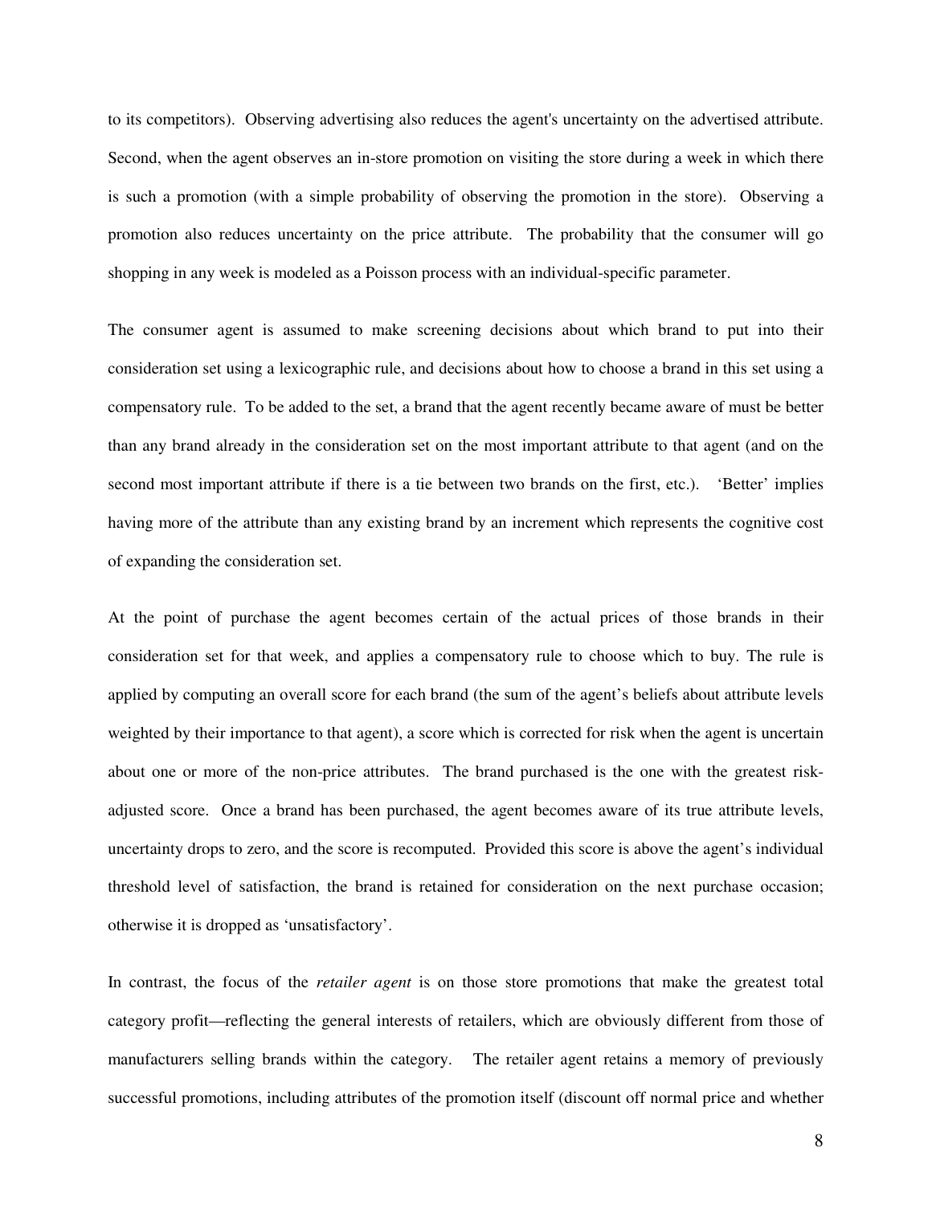to its competitors). Observing advertising also reduces the agent's uncertainty on the advertised attribute. Second, when the agent observes an in-store promotion on visiting the store during a week in which there is such a promotion (with a simple probability of observing the promotion in the store). Observing a promotion also reduces uncertainty on the price attribute. The probability that the consumer will go shopping in any week is modeled as a Poisson process with an individual-specific parameter.

The consumer agent is assumed to make screening decisions about which brand to put into their consideration set using a lexicographic rule, and decisions about how to choose a brand in this set using a compensatory rule. To be added to the set, a brand that the agent recently became aware of must be better than any brand already in the consideration set on the most important attribute to that agent (and on the second most important attribute if there is a tie between two brands on the first, etc.). 'Better' implies having more of the attribute than any existing brand by an increment which represents the cognitive cost of expanding the consideration set.

At the point of purchase the agent becomes certain of the actual prices of those brands in their consideration set for that week, and applies a compensatory rule to choose which to buy. The rule is applied by computing an overall score for each brand (the sum of the agent's beliefs about attribute levels weighted by their importance to that agent), a score which is corrected for risk when the agent is uncertain about one or more of the non-price attributes. The brand purchased is the one with the greatest risk-adjusted score. Once a brand has been purchased, the agent becomes aware of its true attribute levels, uncertainty drops to zero, and the score is recomputed. Provided this score is above the agent's individual threshold level of satisfaction, the brand is retained for consideration on the next purchase occasion; otherwise it is dropped as 'unsatisfactory'.

In contrast, the focus of the *retailer agent* is on those store promotions that make the greatest total category profit—reflecting the general interests of retailers, which are obviously different from those of manufacturers selling brands within the category. The retailer agent retains a memory of previously successful promotions, including attributes of the promotion itself (discount off normal price and whether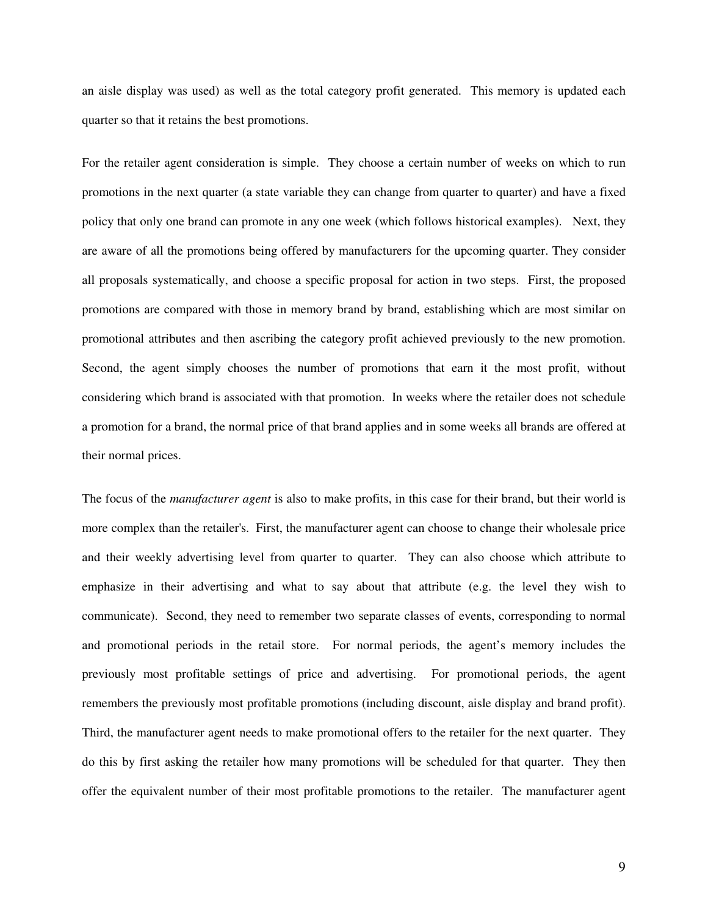an aisle display was used) as well as the total category profit generated. This memory is updated each quarter so that it retains the best promotions.

For the retailer agent consideration is simple. They choose a certain number of weeks on which to run promotions in the next quarter (a state variable they can change from quarter to quarter) and have a fixed policy that only one brand can promote in any one week (which follows historical examples). Next, they are aware of all the promotions being offered by manufacturers for the upcoming quarter. They consider all proposals systematically, and choose a specific proposal for action in two steps. First, the proposed promotions are compared with those in memory brand by brand, establishing which are most similar on promotional attributes and then ascribing the category profit achieved previously to the new promotion. Second, the agent simply chooses the number of promotions that earn it the most profit, without considering which brand is associated with that promotion. In weeks where the retailer does not schedule a promotion for a brand, the normal price of that brand applies and in some weeks all brands are offered at their normal prices.

The focus of the *manufacturer agent* is also to make profits, in this case for their brand, but their world is more complex than the retailer's. First, the manufacturer agent can choose to change their wholesale price and their weekly advertising level from quarter to quarter. They can also choose which attribute to emphasize in their advertising and what to say about that attribute (e.g. the level they wish to communicate). Second, they need to remember two separate classes of events, corresponding to normal and promotional periods in the retail store. For normal periods, the agent's memory includes the previously most profitable settings of price and advertising. For promotional periods, the agent remembers the previously most profitable promotions (including discount, aisle display and brand profit). Third, the manufacturer agent needs to make promotional offers to the retailer for the next quarter. They do this by first asking the retailer how many promotions will be scheduled for that quarter. They then offer the equivalent number of their most profitable promotions to the retailer. The manufacturer agent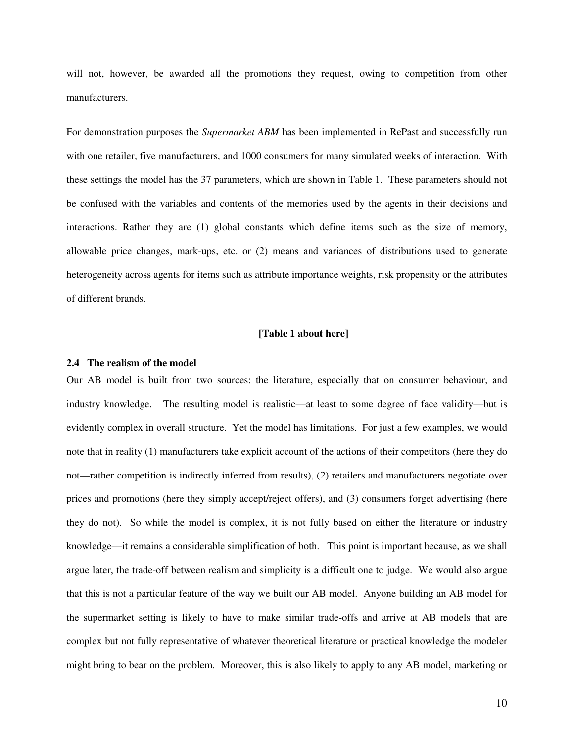will not, however, be awarded all the promotions they request, owing to competition from other manufacturers.

For demonstration purposes the *Supermarket ABM* has been implemented in RePast and successfully run with one retailer, five manufacturers, and 1000 consumers for many simulated weeks of interaction. With these settings the model has the 37 parameters, which are shown in Table 1. These parameters should not be confused with the variables and contents of the memories used by the agents in their decisions and interactions. Rather they are (1) global constants which define items such as the size of memory, allowable price changes, mark-ups, etc. or (2) means and variances of distributions used to generate heterogeneity across agents for items such as attribute importance weights, risk propensity or the attributes of different brands.

**[Table 1 about here]**

### 2.4 The realism of the model

Our AB model is built from two sources: the literature, especially that on consumer behaviour, and industry knowledge. The resulting model is realistic—at least to some degree of face validity—but is evidently complex in overall structure. Yet the model has limitations. For just a few examples, we would note that in reality (1) manufacturers take explicit account of the actions of their competitors (here they do not—rather competition is indirectly inferred from results), (2) retailers and manufacturers negotiate over prices and promotions (here they simply accept/reject offers), and (3) consumers forget advertising (here they do not). So while the model is complex, it is not fully based on either the literature or industry knowledge—it remains a considerable simplification of both. This point is important because, as we shall argue later, the trade-off between realism and simplicity is a difficult one to judge. We would also argue that this is not a particular feature of the way we built our AB model. Anyone building an AB model for the supermarket setting is likely to have to make similar trade-offs and arrive at AB models that are complex but not fully representative of whatever theoretical literature or practical knowledge the modeler might bring to bear on the problem. Moreover, this is also likely to apply to any AB model, marketing or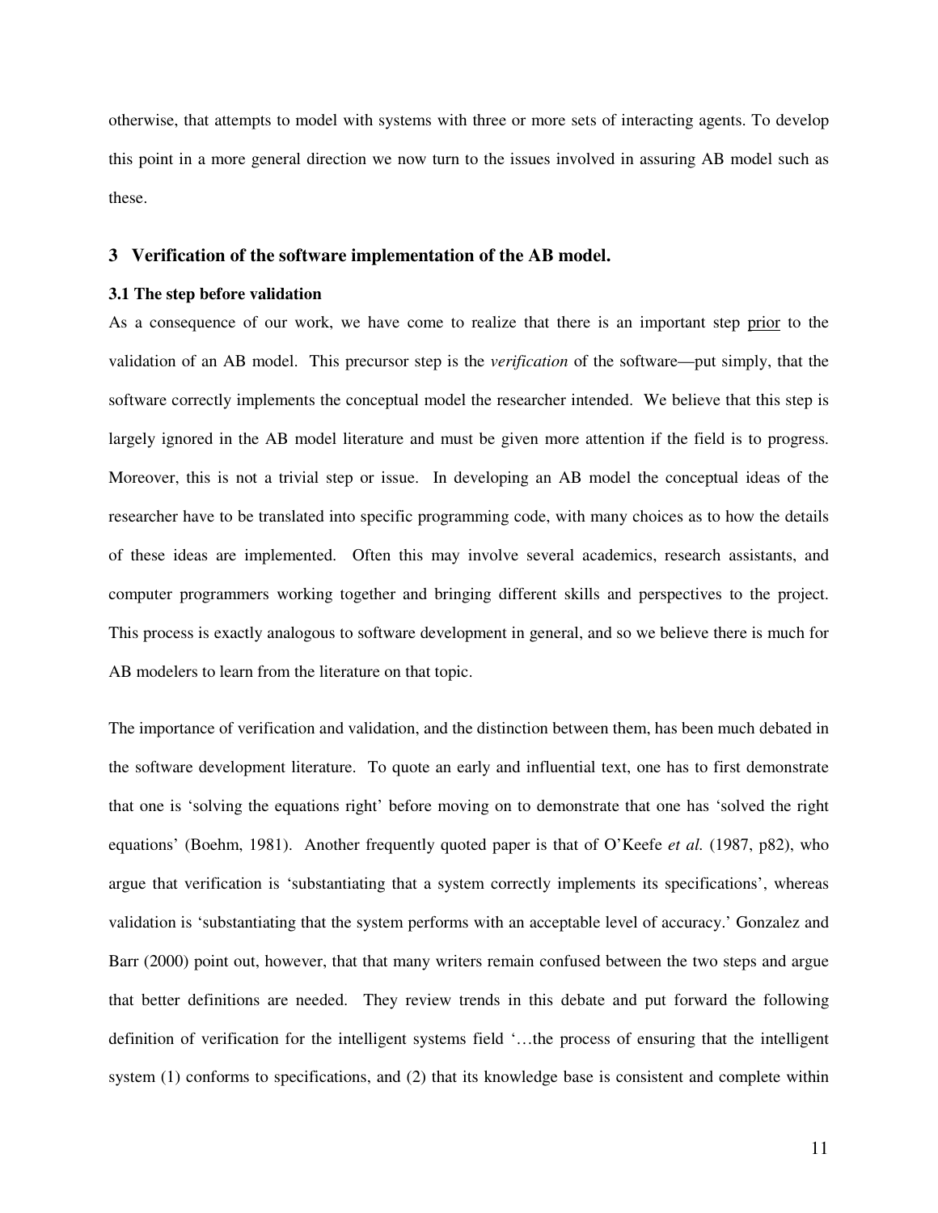otherwise, that attempts to model with systems with three or more sets of interacting agents. To develop this point in a more general direction we now turn to the issues involved in assuring AB model such as these.

## 3 Verification of the software implementation of the AB model.

### 3.1 The step before validation

As a consequence of our work, we have come to realize that there is an important step <u>prior</u> to the validation of an AB model. This precursor step is the *verification* of the software—put simply, that the software correctly implements the conceptual model the researcher intended. We believe that this step is largely ignored in the AB model literature and must be given more attention if the field is to progress. Moreover, this is not a trivial step or issue. In developing an AB model the conceptual ideas of the researcher have to be translated into specific programming code, with many choices as to how the details of these ideas are implemented. Often this may involve several academics, research assistants, and computer programmers working together and bringing different skills and perspectives to the project. This process is exactly analogous to software development in general, and so we believe there is much for AB modelers to learn from the literature on that topic.

The importance of verification and validation, and the distinction between them, has been much debated in the software development literature. To quote an early and influential text, one has to first demonstrate that one is 'solving the equations right' before moving on to demonstrate that one has 'solved the right equations' (Boehm, 1981). Another frequently quoted paper is that of O'Keefe *et al.* (1987, p82), who argue that verification is 'substantiating that a system correctly implements its specifications', whereas validation is 'substantiating that the system performs with an acceptable level of accuracy.' Gonzalez and Barr (2000) point out, however, that that many writers remain confused between the two steps and argue that better definitions are needed. They review trends in this debate and put forward the following definition of verification for the intelligent systems field '…the process of ensuring that the intelligent system (1) conforms to specifications, and (2) that its knowledge base is consistent and complete within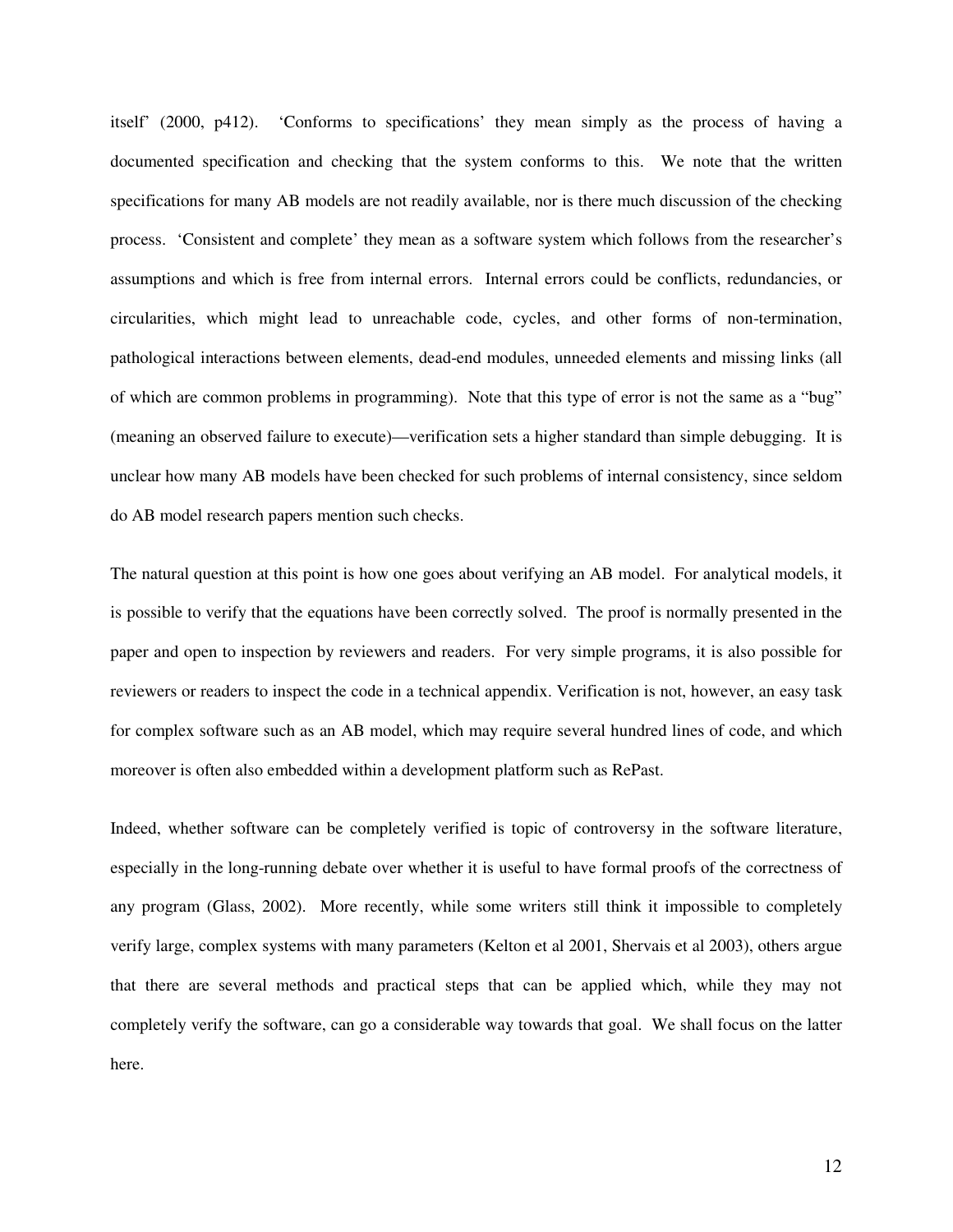itself' (2000, p412). 'Conforms to specifications' they mean simply as the process of having a documented specification and checking that the system conforms to this. We note that the written specifications for many AB models are not readily available, nor is there much discussion of the checking process. 'Consistent and complete' they mean as a software system which follows from the researcher's assumptions and which is free from internal errors. Internal errors could be conflicts, redundancies, or circularities, which might lead to unreachable code, cycles, and other forms of non-termination, pathological interactions between elements, dead-end modules, unneeded elements and missing links (all of which are common problems in programming). Note that this type of error is not the same as a "bug" (meaning an observed failure to execute)—verification sets a higher standard than simple debugging. It is unclear how many AB models have been checked for such problems of internal consistency, since seldom do AB model research papers mention such checks.

The natural question at this point is how one goes about verifying an AB model. For analytical models, it is possible to verify that the equations have been correctly solved. The proof is normally presented in the paper and open to inspection by reviewers and readers. For very simple programs, it is also possible for reviewers or readers to inspect the code in a technical appendix. Verification is not, however, an easy task for complex software such as an AB model, which may require several hundred lines of code, and which moreover is often also embedded within a development platform such as RePast.

Indeed, whether software can be completely verified is topic of controversy in the software literature, especially in the long-running debate over whether it is useful to have formal proofs of the correctness of any program (Glass, 2002). More recently, while some writers still think it impossible to completely verify large, complex systems with many parameters (Kelton et al 2001, Shervais et al 2003), others argue that there are several methods and practical steps that can be applied which, while they may not completely verify the software, can go a considerable way towards that goal. We shall focus on the latter here.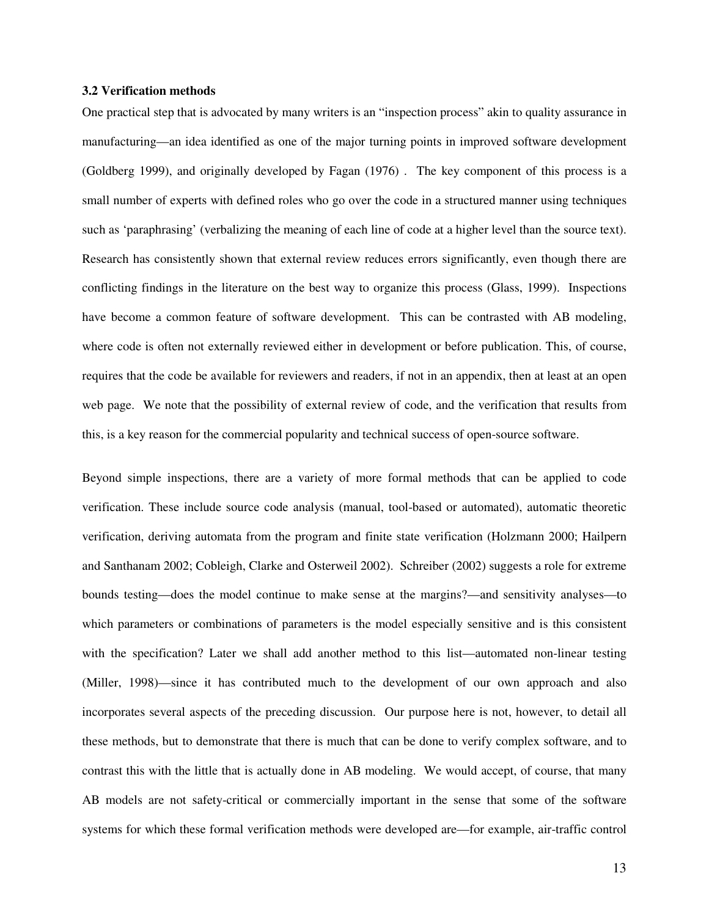### 3.2 Verification methods

One practical step that is advocated by many writers is an "inspection process" akin to quality assurance in manufacturing—an idea identified as one of the major turning points in improved software development (Goldberg 1999), and originally developed by Fagan (1976) . The key component of this process is a small number of experts with defined roles who go over the code in a structured manner using techniques such as 'paraphrasing' (verbalizing the meaning of each line of code at a higher level than the source text). Research has consistently shown that external review reduces errors significantly, even though there are conflicting findings in the literature on the best way to organize this process (Glass, 1999). Inspections have become a common feature of software development. This can be contrasted with AB modeling, where code is often not externally reviewed either in development or before publication. This, of course, requires that the code be available for reviewers and readers, if not in an appendix, then at least at an open web page. We note that the possibility of external review of code, and the verification that results from this, is a key reason for the commercial popularity and technical success of open-source software.

Beyond simple inspections, there are a variety of more formal methods that can be applied to code verification. These include source code analysis (manual, tool-based or automated), automatic theoretic verification, deriving automata from the program and finite state verification (Holzmann 2000; Hailpern and Santhanam 2002; Cobleigh, Clarke and Osterweil 2002). Schreiber (2002) suggests a role for extreme bounds testing—does the model continue to make sense at the margins?—and sensitivity analyses—to which parameters or combinations of parameters is the model especially sensitive and is this consistent with the specification? Later we shall add another method to this list—automated non-linear testing (Miller, 1998)—since it has contributed much to the development of our own approach and also incorporates several aspects of the preceding discussion. Our purpose here is not, however, to detail all these methods, but to demonstrate that there is much that can be done to verify complex software, and to contrast this with the little that is actually done in AB modeling. We would accept, of course, that many AB models are not safety-critical or commercially important in the sense that some of the software systems for which these formal verification methods were developed are—for example, air-traffic control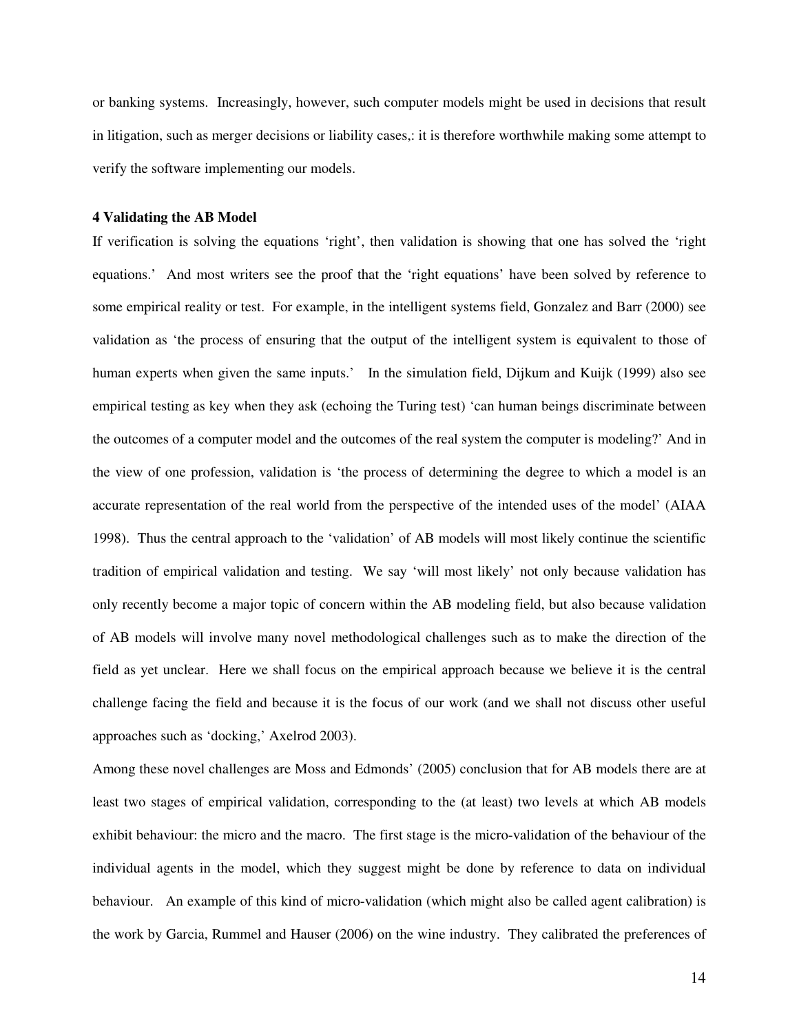or banking systems. Increasingly, however, such computer models might be used in decisions that result in litigation, such as merger decisions or liability cases,: it is therefore worthwhile making some attempt to verify the software implementing our models.

## 4 Validating the AB Model

If verification is solving the equations 'right', then validation is showing that one has solved the 'right equations.' And most writers see the proof that the 'right equations' have been solved by reference to some empirical reality or test. For example, in the intelligent systems field, Gonzalez and Barr (2000) see validation as 'the process of ensuring that the output of the intelligent system is equivalent to those of human experts when given the same inputs.' In the simulation field, Dijkum and Kuijk (1999) also see empirical testing as key when they ask (echoing the Turing test) 'can human beings discriminate between the outcomes of a computer model and the outcomes of the real system the computer is modeling?' And in the view of one profession, validation is 'the process of determining the degree to which a model is an accurate representation of the real world from the perspective of the intended uses of the model' (AIAA 1998). Thus the central approach to the 'validation' of AB models will most likely continue the scientific tradition of empirical validation and testing. We say 'will most likely' not only because validation has only recently become a major topic of concern within the AB modeling field, but also because validation of AB models will involve many novel methodological challenges such as to make the direction of the field as yet unclear. Here we shall focus on the empirical approach because we believe it is the central challenge facing the field and because it is the focus of our work (and we shall not discuss other useful approaches such as 'docking,' Axelrod 2003).

Among these novel challenges are Moss and Edmonds' (2005) conclusion that for AB models there are at least two stages of empirical validation, corresponding to the (at least) two levels at which AB models exhibit behaviour: the micro and the macro. The first stage is the micro-validation of the behaviour of the individual agents in the model, which they suggest might be done by reference to data on individual behaviour. An example of this kind of micro-validation (which might also be called agent calibration) is the work by Garcia, Rummel and Hauser (2006) on the wine industry. They calibrated the preferences of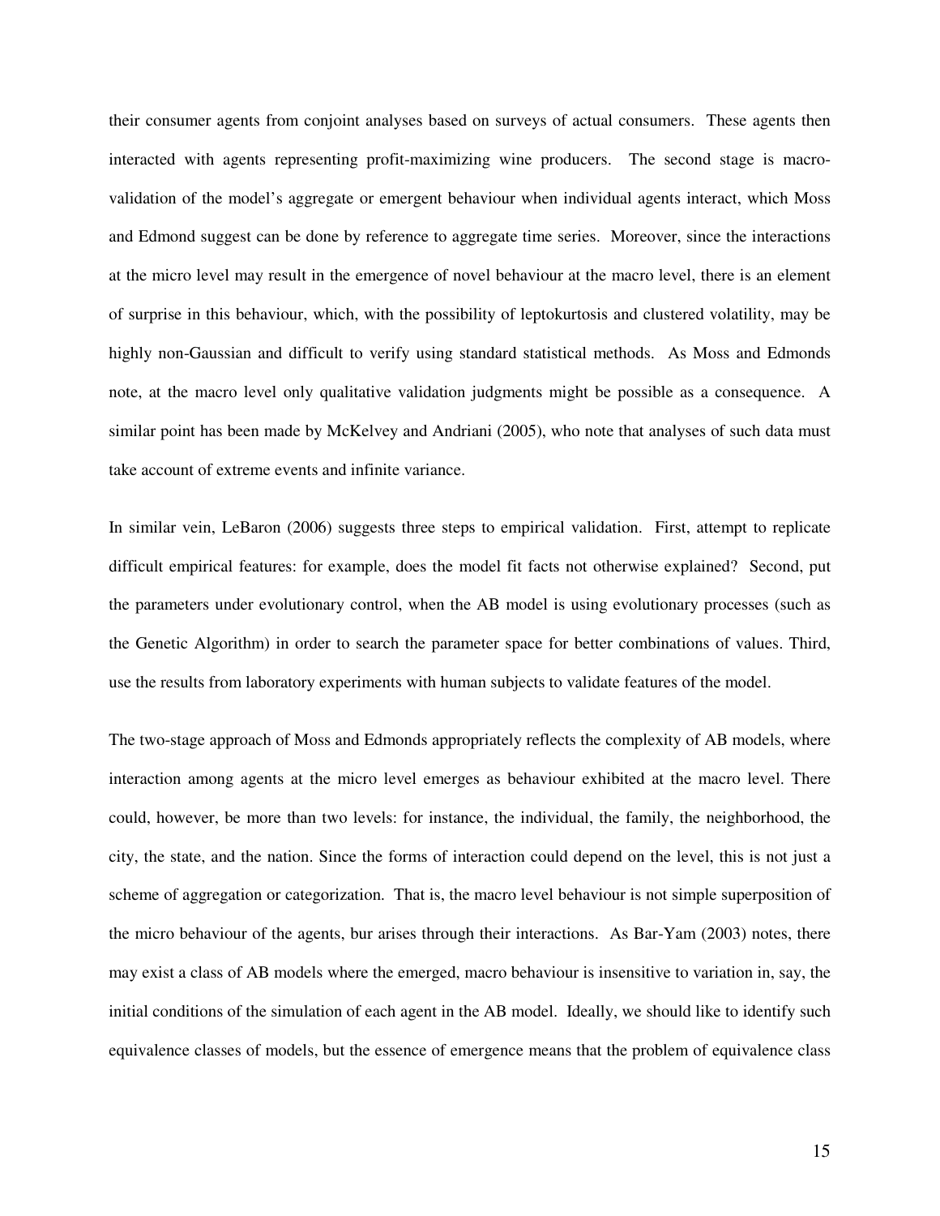their consumer agents from conjoint analyses based on surveys of actual consumers. These agents then interacted with agents representing profit-maximizing wine producers. The second stage is macro-validation of the model's aggregate or emergent behaviour when individual agents interact, which Moss and Edmond suggest can be done by reference to aggregate time series. Moreover, since the interactions at the micro level may result in the emergence of novel behaviour at the macro level, there is an element of surprise in this behaviour, which, with the possibility of leptokurtosis and clustered volatility, may be highly non-Gaussian and difficult to verify using standard statistical methods. As Moss and Edmonds note, at the macro level only qualitative validation judgments might be possible as a consequence. A similar point has been made by McKelvey and Andriani (2005), who note that analyses of such data must take account of extreme events and infinite variance.

In similar vein, LeBaron (2006) suggests three steps to empirical validation. First, attempt to replicate difficult empirical features: for example, does the model fit facts not otherwise explained? Second, put the parameters under evolutionary control, when the AB model is using evolutionary processes (such as the Genetic Algorithm) in order to search the parameter space for better combinations of values. Third, use the results from laboratory experiments with human subjects to validate features of the model.

The two-stage approach of Moss and Edmonds appropriately reflects the complexity of AB models, where interaction among agents at the micro level emerges as behaviour exhibited at the macro level. There could, however, be more than two levels: for instance, the individual, the family, the neighborhood, the city, the state, and the nation. Since the forms of interaction could depend on the level, this is not just a scheme of aggregation or categorization. That is, the macro level behaviour is not simple superposition of the micro behaviour of the agents, bur arises through their interactions. As Bar-Yam (2003) notes, there may exist a class of AB models where the emerged, macro behaviour is insensitive to variation in, say, the initial conditions of the simulation of each agent in the AB model. Ideally, we should like to identify such equivalence classes of models, but the essence of emergence means that the problem of equivalence class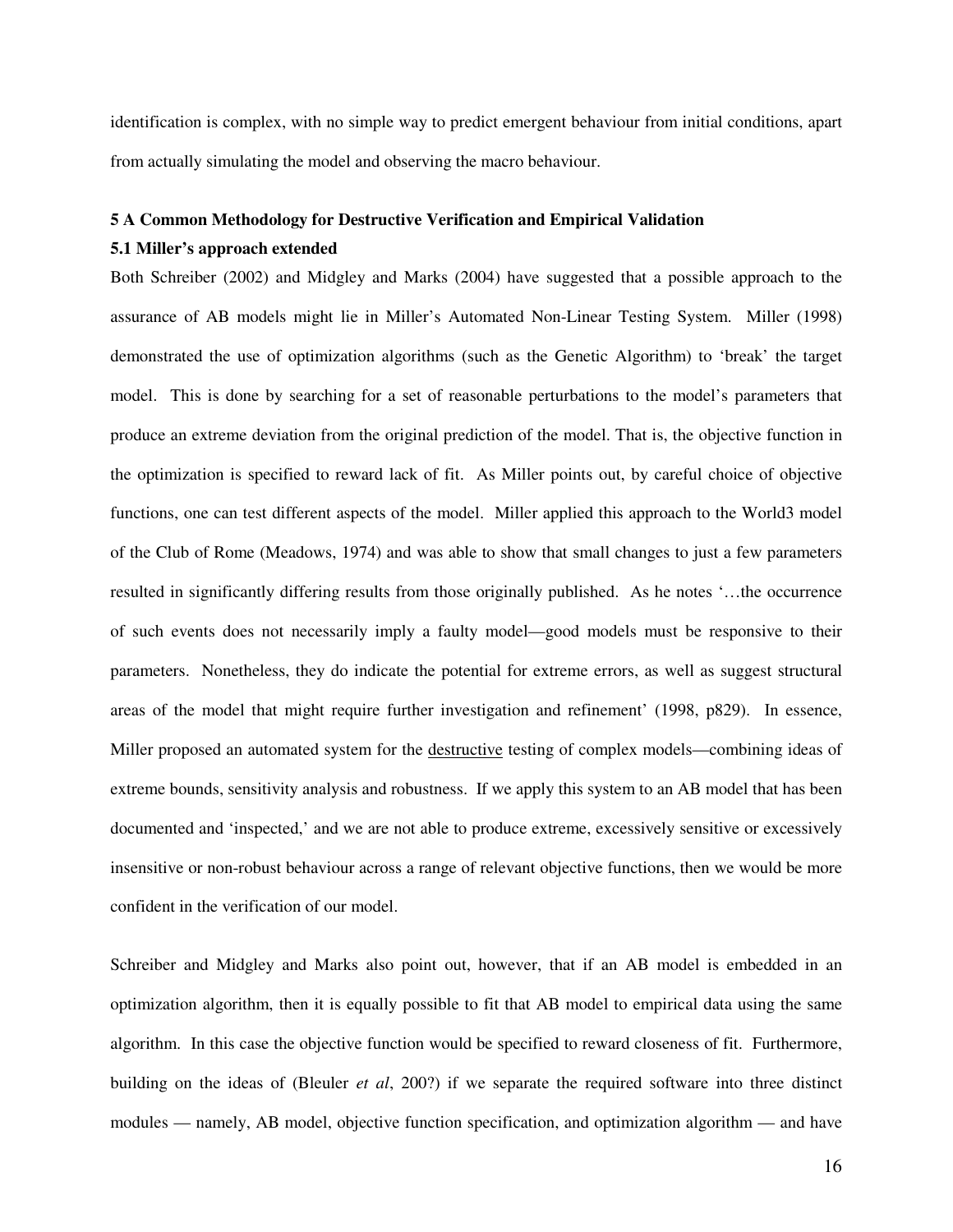identification is complex, with no simple way to predict emergent behaviour from initial conditions, apart from actually simulating the model and observing the macro behaviour.

## 5 A Common Methodology for Destructive Verification and Empirical Validation

### 5.1 Miller's approach extended

Both Schreiber (2002) and Midgley and Marks (2004) have suggested that a possible approach to the assurance of AB models might lie in Miller's Automated Non-Linear Testing System. Miller (1998) demonstrated the use of optimization algorithms (such as the Genetic Algorithm) to 'break' the target model. This is done by searching for a set of reasonable perturbations to the model's parameters that produce an extreme deviation from the original prediction of the model. That is, the objective function in the optimization is specified to reward lack of fit. As Miller points out, by careful choice of objective functions, one can test different aspects of the model. Miller applied this approach to the World3 model of the Club of Rome (Meadows, 1974) and was able to show that small changes to just a few parameters resulted in significantly differing results from those originally published. As he notes '…the occurrence of such events does not necessarily imply a faulty model—good models must be responsive to their parameters. Nonetheless, they do indicate the potential for extreme errors, as well as suggest structural areas of the model that might require further investigation and refinement' (1998, p829). In essence, Miller proposed an automated system for the <u>destructive</u> testing of complex models—combining ideas of extreme bounds, sensitivity analysis and robustness. If we apply this system to an AB model that has been documented and 'inspected,' and we are not able to produce extreme, excessively sensitive or excessively insensitive or non-robust behaviour across a range of relevant objective functions, then we would be more confident in the verification of our model.

Schreiber and Midgley and Marks also point out, however, that if an AB model is embedded in an optimization algorithm, then it is equally possible to fit that AB model to empirical data using the same algorithm. In this case the objective function would be specified to reward closeness of fit. Furthermore, building on the ideas of (Bleuler *et al*, 200?) if we separate the required software into three distinct modules — namely, AB model, objective function specification, and optimization algorithm — and have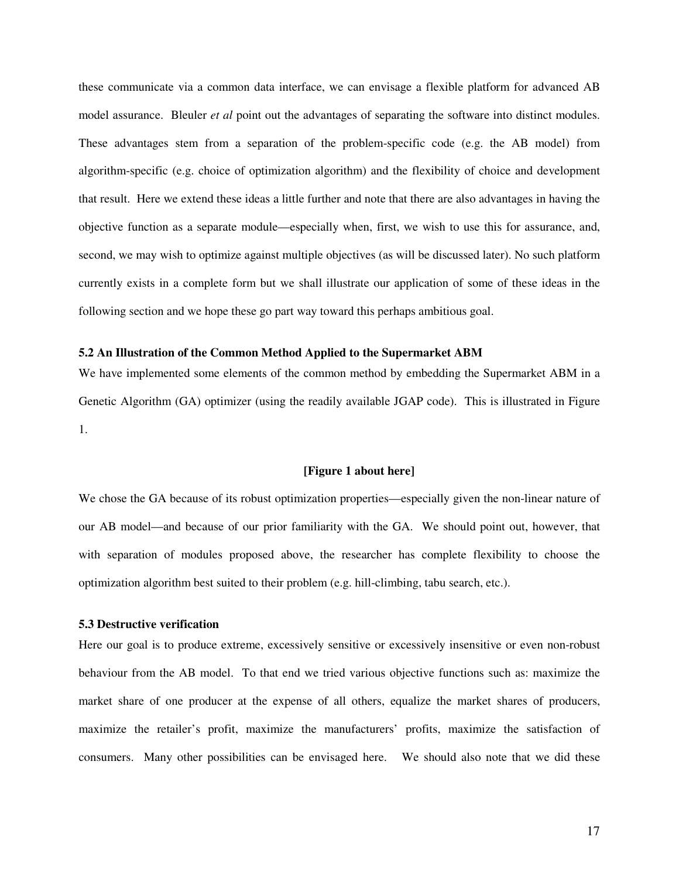these communicate via a common data interface, we can envisage a flexible platform for advanced AB model assurance. Bleuler *et al* point out the advantages of separating the software into distinct modules. These advantages stem from a separation of the problem-specific code (e.g. the AB model) from algorithm-specific (e.g. choice of optimization algorithm) and the flexibility of choice and development that result. Here we extend these ideas a little further and note that there are also advantages in having the objective function as a separate module—especially when, first, we wish to use this for assurance, and, second, we may wish to optimize against multiple objectives (as will be discussed later). No such platform currently exists in a complete form but we shall illustrate our application of some of these ideas in the following section and we hope these go part way toward this perhaps ambitious goal.

### 5.2 An Illustration of the Common Method Applied to the Supermarket ABM

We have implemented some elements of the common method by embedding the Supermarket ABM in a Genetic Algorithm (GA) optimizer (using the readily available JGAP code). This is illustrated in Figure 1.

**[Figure 1 about here]**

We chose the GA because of its robust optimization properties—especially given the non-linear nature of our AB model—and because of our prior familiarity with the GA. We should point out, however, that with separation of modules proposed above, the researcher has complete flexibility to choose the optimization algorithm best suited to their problem (e.g. hill-climbing, tabu search, etc.).

### 5.3 Destructive verification

Here our goal is to produce extreme, excessively sensitive or excessively insensitive or even non-robust behaviour from the AB model. To that end we tried various objective functions such as: maximize the market share of one producer at the expense of all others, equalize the market shares of producers, maximize the retailer's profit, maximize the manufacturers' profits, maximize the satisfaction of consumers. Many other possibilities can be envisaged here. We should also note that we did these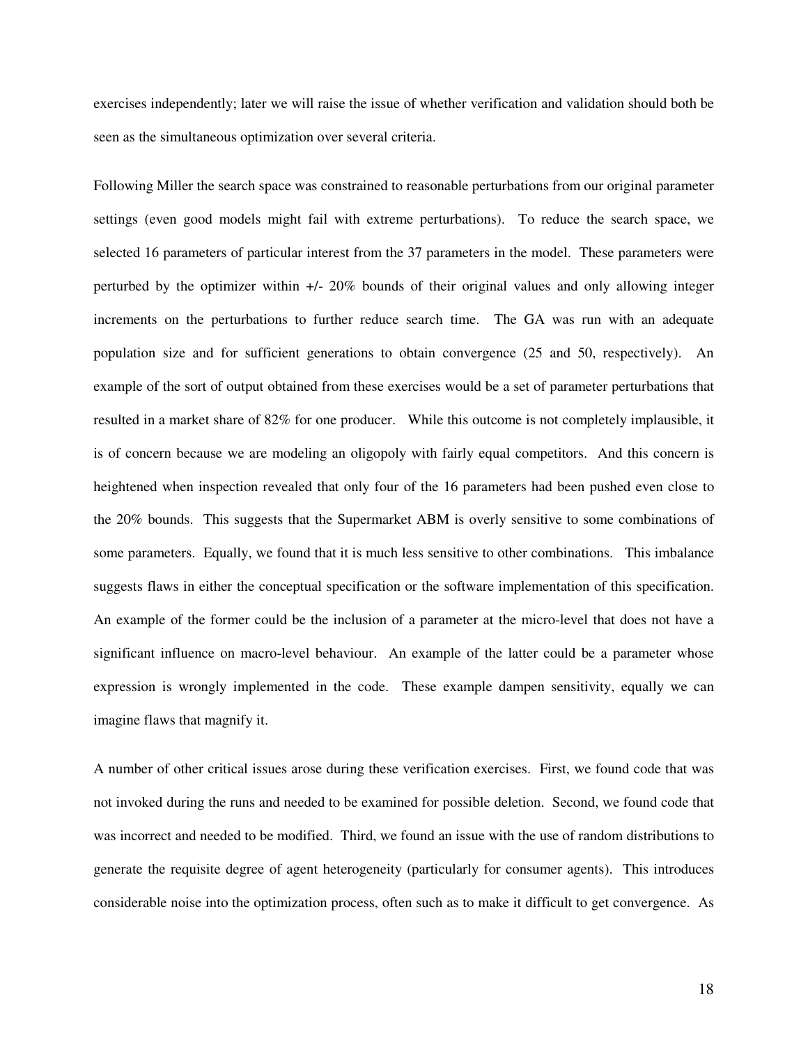exercises independently; later we will raise the issue of whether verification and validation should both be seen as the simultaneous optimization over several criteria.

Following Miller the search space was constrained to reasonable perturbations from our original parameter settings (even good models might fail with extreme perturbations). To reduce the search space, we selected 16 parameters of particular interest from the 37 parameters in the model. These parameters were perturbed by the optimizer within +/- 20% bounds of their original values and only allowing integer increments on the perturbations to further reduce search time. The GA was run with an adequate population size and for sufficient generations to obtain convergence (25 and 50, respectively). An example of the sort of output obtained from these exercises would be a set of parameter perturbations that resulted in a market share of 82% for one producer. While this outcome is not completely implausible, it is of concern because we are modeling an oligopoly with fairly equal competitors. And this concern is heightened when inspection revealed that only four of the 16 parameters had been pushed even close to the 20% bounds. This suggests that the Supermarket ABM is overly sensitive to some combinations of some parameters. Equally, we found that it is much less sensitive to other combinations. This imbalance suggests flaws in either the conceptual specification or the software implementation of this specification. An example of the former could be the inclusion of a parameter at the micro-level that does not have a significant influence on macro-level behaviour. An example of the latter could be a parameter whose expression is wrongly implemented in the code. These example dampen sensitivity, equally we can imagine flaws that magnify it.

A number of other critical issues arose during these verification exercises. First, we found code that was not invoked during the runs and needed to be examined for possible deletion. Second, we found code that was incorrect and needed to be modified. Third, we found an issue with the use of random distributions to generate the requisite degree of agent heterogeneity (particularly for consumer agents). This introduces considerable noise into the optimization process, often such as to make it difficult to get convergence. As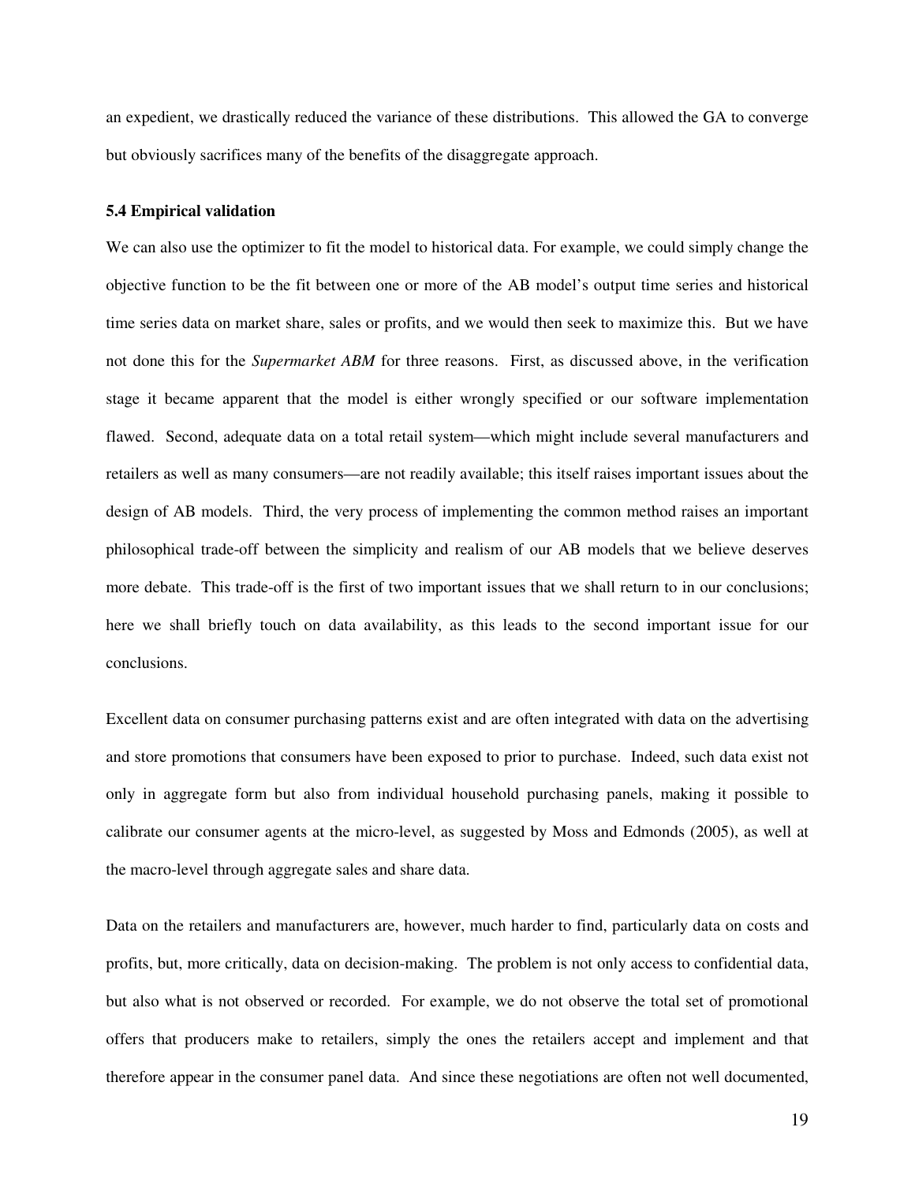an expedient, we drastically reduced the variance of these distributions. This allowed the GA to converge but obviously sacrifices many of the benefits of the disaggregate approach.

### 5.4 Empirical validation

We can also use the optimizer to fit the model to historical data. For example, we could simply change the objective function to be the fit between one or more of the AB model's output time series and historical time series data on market share, sales or profits, and we would then seek to maximize this. But we have not done this for the *Supermarket ABM* for three reasons. First, as discussed above, in the verification stage it became apparent that the model is either wrongly specified or our software implementation flawed. Second, adequate data on a total retail system—which might include several manufacturers and retailers as well as many consumers—are not readily available; this itself raises important issues about the design of AB models. Third, the very process of implementing the common method raises an important philosophical trade-off between the simplicity and realism of our AB models that we believe deserves more debate. This trade-off is the first of two important issues that we shall return to in our conclusions; here we shall briefly touch on data availability, as this leads to the second important issue for our conclusions.

Excellent data on consumer purchasing patterns exist and are often integrated with data on the advertising and store promotions that consumers have been exposed to prior to purchase. Indeed, such data exist not only in aggregate form but also from individual household purchasing panels, making it possible to calibrate our consumer agents at the micro-level, as suggested by Moss and Edmonds (2005), as well at the macro-level through aggregate sales and share data.

Data on the retailers and manufacturers are, however, much harder to find, particularly data on costs and profits, but, more critically, data on decision-making. The problem is not only access to confidential data, but also what is not observed or recorded. For example, we do not observe the total set of promotional offers that producers make to retailers, simply the ones the retailers accept and implement and that therefore appear in the consumer panel data. And since these negotiations are often not well documented,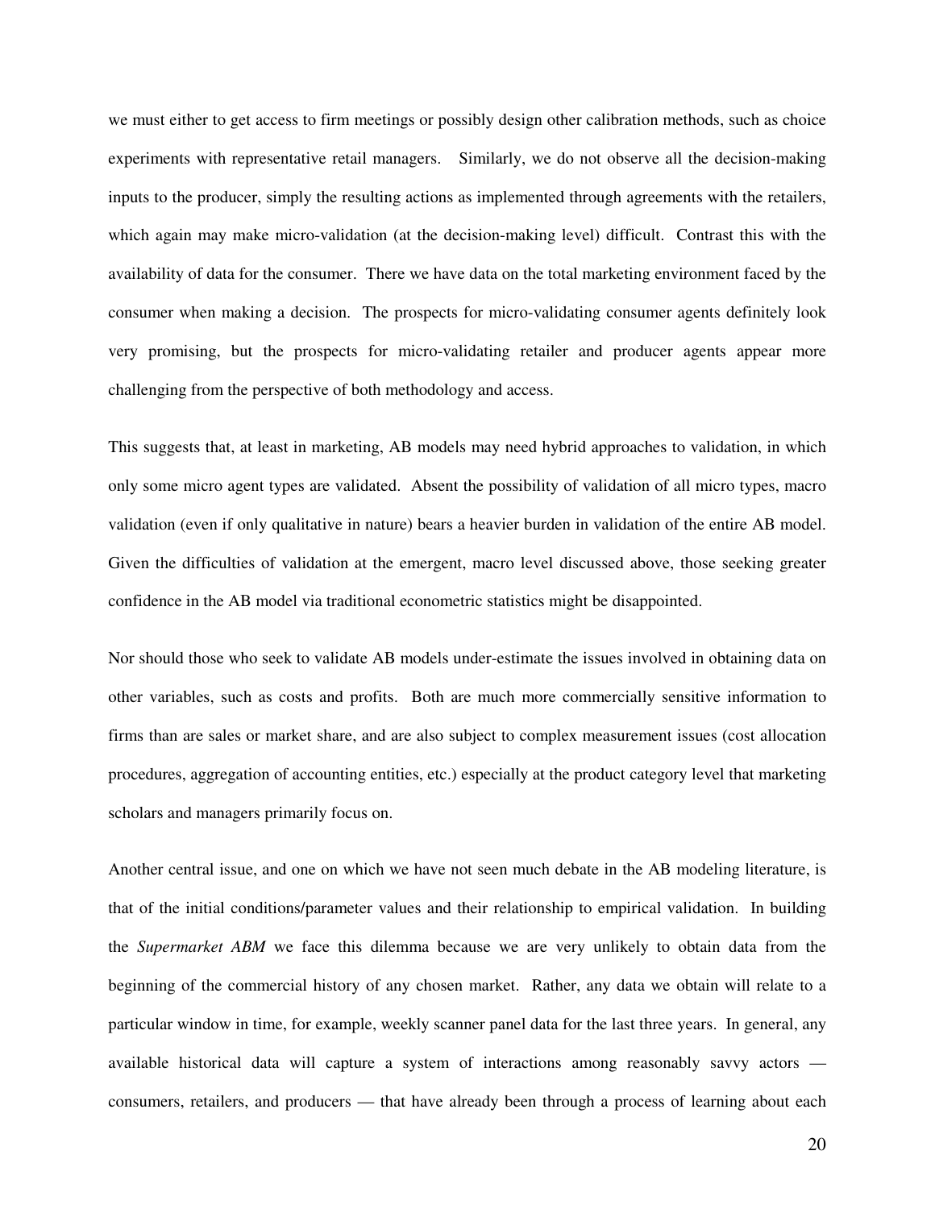we must either to get access to firm meetings or possibly design other calibration methods, such as choice experiments with representative retail managers. Similarly, we do not observe all the decision-making inputs to the producer, simply the resulting actions as implemented through agreements with the retailers, which again may make micro-validation (at the decision-making level) difficult. Contrast this with the availability of data for the consumer. There we have data on the total marketing environment faced by the consumer when making a decision. The prospects for micro-validating consumer agents definitely look very promising, but the prospects for micro-validating retailer and producer agents appear more challenging from the perspective of both methodology and access.

This suggests that, at least in marketing, AB models may need hybrid approaches to validation, in which only some micro agent types are validated. Absent the possibility of validation of all micro types, macro validation (even if only qualitative in nature) bears a heavier burden in validation of the entire AB model. Given the difficulties of validation at the emergent, macro level discussed above, those seeking greater confidence in the AB model via traditional econometric statistics might be disappointed.

Nor should those who seek to validate AB models under-estimate the issues involved in obtaining data on other variables, such as costs and profits. Both are much more commercially sensitive information to firms than are sales or market share, and are also subject to complex measurement issues (cost allocation procedures, aggregation of accounting entities, etc.) especially at the product category level that marketing scholars and managers primarily focus on.

Another central issue, and one on which we have not seen much debate in the AB modeling literature, is that of the initial conditions/parameter values and their relationship to empirical validation. In building the *Supermarket ABM* we face this dilemma because we are very unlikely to obtain data from the beginning of the commercial history of any chosen market. Rather, any data we obtain will relate to a particular window in time, for example, weekly scanner panel data for the last three years. In general, any available historical data will capture a system of interactions among reasonably savvy actors — consumers, retailers, and producers — that have already been through a process of learning about each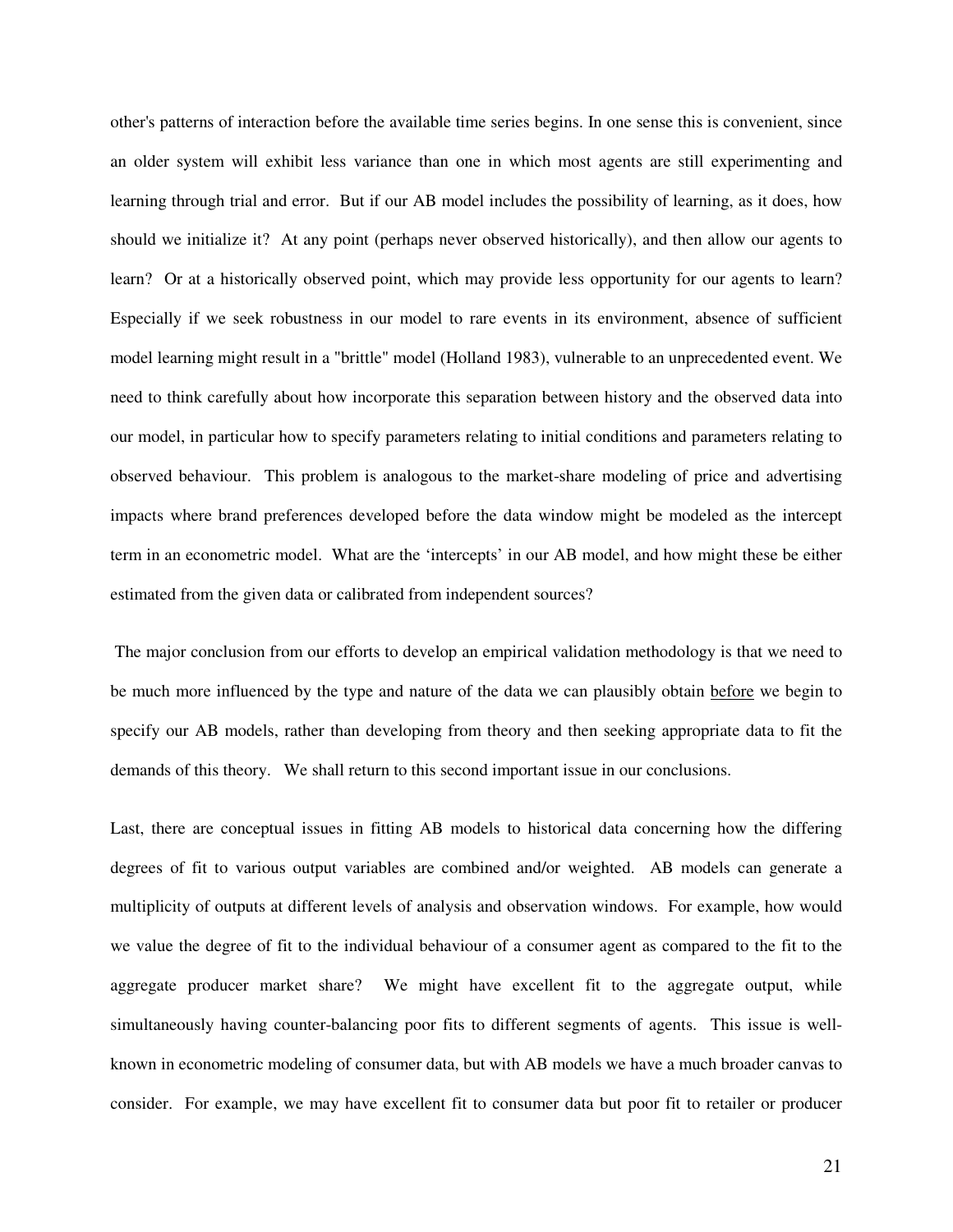other's patterns of interaction before the available time series begins. In one sense this is convenient, since an older system will exhibit less variance than one in which most agents are still experimenting and learning through trial and error. But if our AB model includes the possibility of learning, as it does, how should we initialize it? At any point (perhaps never observed historically), and then allow our agents to learn? Or at a historically observed point, which may provide less opportunity for our agents to learn? Especially if we seek robustness in our model to rare events in its environment, absence of sufficient model learning might result in a "brittle" model (Holland 1983), vulnerable to an unprecedented event. We need to think carefully about how incorporate this separation between history and the observed data into our model, in particular how to specify parameters relating to initial conditions and parameters relating to observed behaviour. This problem is analogous to the market-share modeling of price and advertising impacts where brand preferences developed before the data window might be modeled as the intercept term in an econometric model. What are the 'intercepts' in our AB model, and how might these be either estimated from the given data or calibrated from independent sources?

The major conclusion from our efforts to develop an empirical validation methodology is that we need to be much more influenced by the type and nature of the data we can plausibly obtain <u>before</u> we begin to specify our AB models, rather than developing from theory and then seeking appropriate data to fit the demands of this theory. We shall return to this second important issue in our conclusions.

Last, there are conceptual issues in fitting AB models to historical data concerning how the differing degrees of fit to various output variables are combined and/or weighted. AB models can generate a multiplicity of outputs at different levels of analysis and observation windows. For example, how would we value the degree of fit to the individual behaviour of a consumer agent as compared to the fit to the aggregate producer market share? We might have excellent fit to the aggregate output, while simultaneously having counter-balancing poor fits to different segments of agents. This issue is well-known in econometric modeling of consumer data, but with AB models we have a much broader canvas to consider. For example, we may have excellent fit to consumer data but poor fit to retailer or producer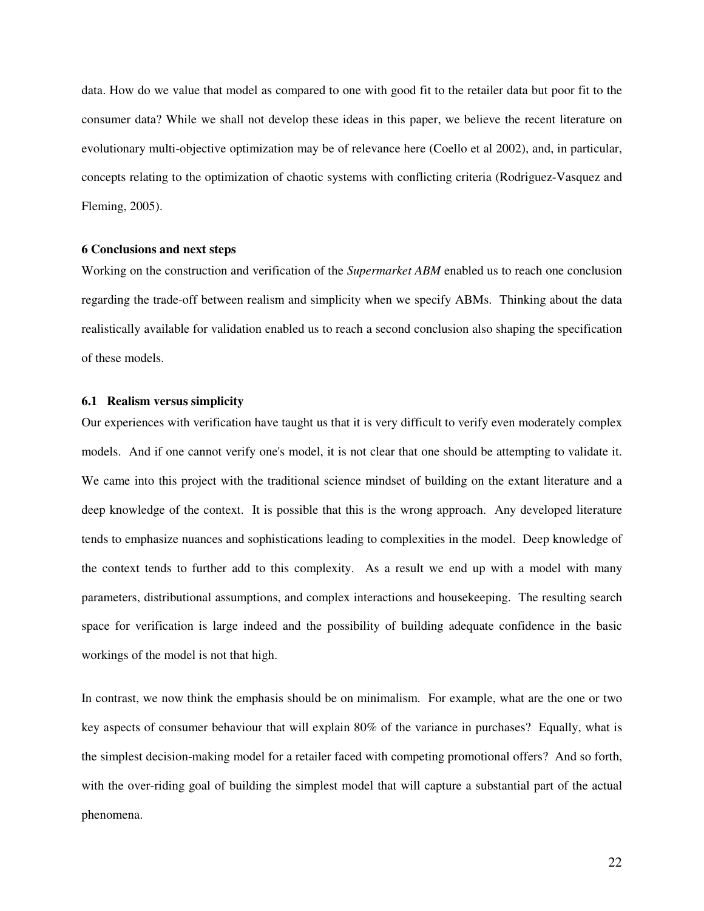data. How do we value that model as compared to one with good fit to the retailer data but poor fit to the consumer data? While we shall not develop these ideas in this paper, we believe the recent literature on evolutionary multi-objective optimization may be of relevance here (Coello et al 2002), and, in particular, concepts relating to the optimization of chaotic systems with conflicting criteria (Rodriguez-Vasquez and Fleming, 2005).

## 6 Conclusions and next steps

Working on the construction and verification of the *Supermarket ABM* enabled us to reach one conclusion regarding the trade-off between realism and simplicity when we specify ABMs. Thinking about the data realistically available for validation enabled us to reach a second conclusion also shaping the specification of these models.

### 6.1 Realism versus simplicity

Our experiences with verification have taught us that it is very difficult to verify even moderately complex models. And if one cannot verify one's model, it is not clear that one should be attempting to validate it. We came into this project with the traditional science mindset of building on the extant literature and a deep knowledge of the context. It is possible that this is the wrong approach. Any developed literature tends to emphasize nuances and sophistications leading to complexities in the model. Deep knowledge of the context tends to further add to this complexity. As a result we end up with a model with many parameters, distributional assumptions, and complex interactions and housekeeping. The resulting search space for verification is large indeed and the possibility of building adequate confidence in the basic workings of the model is not that high.

In contrast, we now think the emphasis should be on minimalism. For example, what are the one or two key aspects of consumer behaviour that will explain 80% of the variance in purchases? Equally, what is the simplest decision-making model for a retailer faced with competing promotional offers? And so forth, with the over-riding goal of building the simplest model that will capture a substantial part of the actual phenomena.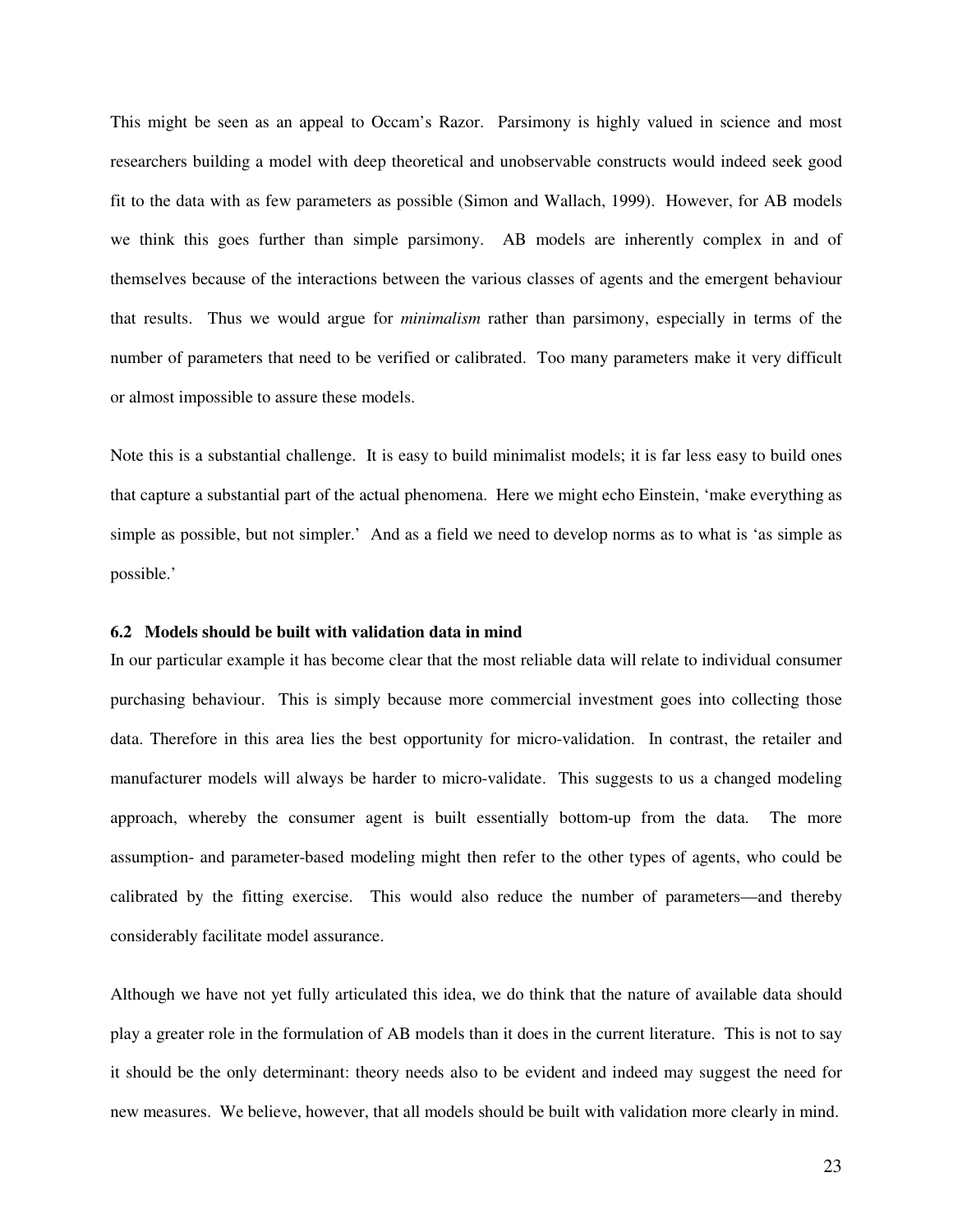This might be seen as an appeal to Occam's Razor. Parsimony is highly valued in science and most researchers building a model with deep theoretical and unobservable constructs would indeed seek good fit to the data with as few parameters as possible (Simon and Wallach, 1999). However, for AB models we think this goes further than simple parsimony. AB models are inherently complex in and of themselves because of the interactions between the various classes of agents and the emergent behaviour that results. Thus we would argue for *minimalism* rather than parsimony, especially in terms of the number of parameters that need to be verified or calibrated. Too many parameters make it very difficult or almost impossible to assure these models.

Note this is a substantial challenge. It is easy to build minimalist models; it is far less easy to build ones that capture a substantial part of the actual phenomena. Here we might echo Einstein, 'make everything as simple as possible, but not simpler.' And as a field we need to develop norms as to what is 'as simple as possible.'

### 6.2 Models should be built with validation data in mind

In our particular example it has become clear that the most reliable data will relate to individual consumer purchasing behaviour. This is simply because more commercial investment goes into collecting those data. Therefore in this area lies the best opportunity for micro-validation. In contrast, the retailer and manufacturer models will always be harder to micro-validate. This suggests to us a changed modeling approach, whereby the consumer agent is built essentially bottom-up from the data. The more assumption- and parameter-based modeling might then refer to the other types of agents, who could be calibrated by the fitting exercise. This would also reduce the number of parameters—and thereby considerably facilitate model assurance.

Although we have not yet fully articulated this idea, we do think that the nature of available data should play a greater role in the formulation of AB models than it does in the current literature. This is not to say it should be the only determinant: theory needs also to be evident and indeed may suggest the need for new measures. We believe, however, that all models should be built with validation more clearly in mind.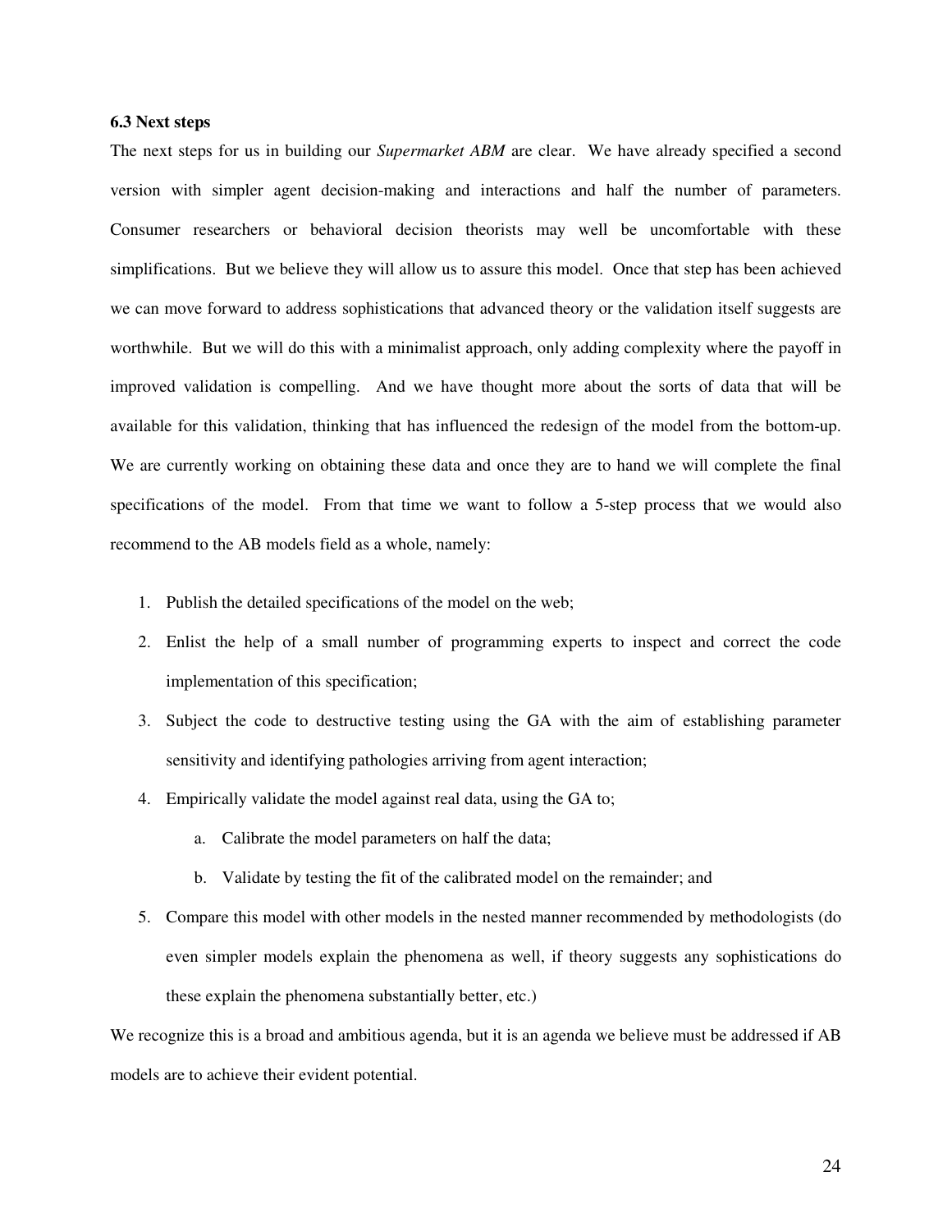### 6.3 Next steps

The next steps for us in building our *Supermarket ABM* are clear. We have already specified a second version with simpler agent decision-making and interactions and half the number of parameters. Consumer researchers or behavioral decision theorists may well be uncomfortable with these simplifications. But we believe they will allow us to assure this model. Once that step has been achieved we can move forward to address sophistications that advanced theory or the validation itself suggests are worthwhile. But we will do this with a minimalist approach, only adding complexity where the payoff in improved validation is compelling. And we have thought more about the sorts of data that will be available for this validation, thinking that has influenced the redesign of the model from the bottom-up. We are currently working on obtaining these data and once they are to hand we will complete the final specifications of the model. From that time we want to follow a 5-step process that we would also recommend to the AB models field as a whole, namely:

1. Publish the detailed specifications of the model on the web;
2. Enlist the help of a small number of programming experts to inspect and correct the code implementation of this specification;
3. Subject the code to destructive testing using the GA with the aim of establishing parameter sensitivity and identifying pathologies arriving from agent interaction;
4. Empirically validate the model against real data, using the GA to;
   a. Calibrate the model parameters on half the data;
   b. Validate by testing the fit of the calibrated model on the remainder; and
5. Compare this model with other models in the nested manner recommended by methodologists (do even simpler models explain the phenomena as well, if theory suggests any sophistications do these explain the phenomena substantially better, etc.)

We recognize this is a broad and ambitious agenda, but it is an agenda we believe must be addressed if AB models are to achieve their evident potential.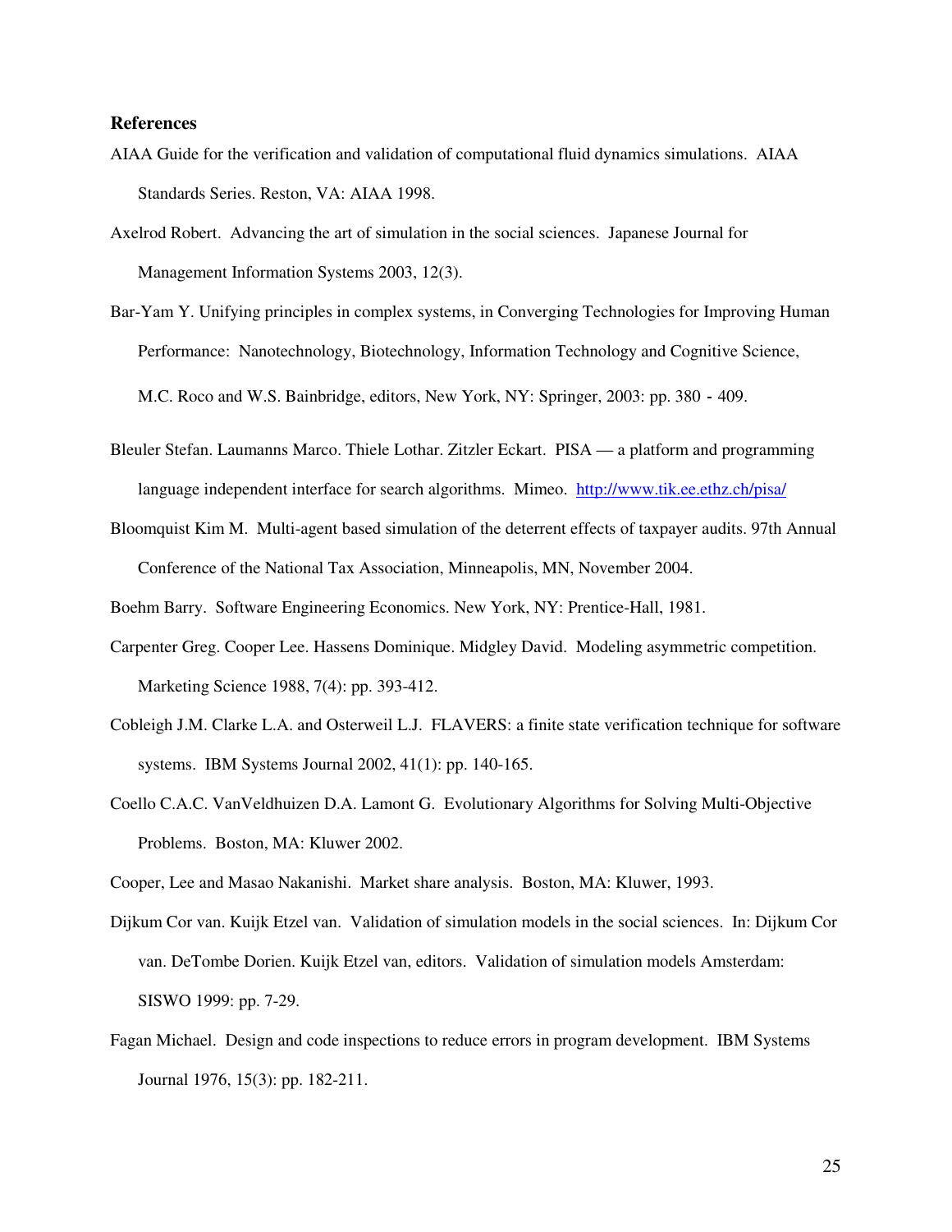## References

AIAA Guide for the verification and validation of computational fluid dynamics simulations. AIAA Standards Series. Reston, VA: AIAA 1998.

Axelrod Robert. Advancing the art of simulation in the social sciences. Japanese Journal for Management Information Systems 2003, 12(3).

Bar-Yam Y. Unifying principles in complex systems, in Converging Technologies for Improving Human Performance: Nanotechnology, Biotechnology, Information Technology and Cognitive Science, M.C. Roco and W.S. Bainbridge, editors, New York, NY: Springer, 2003: pp. 380 - 409.

Bleuler Stefan. Laumanns Marco. Thiele Lothar. Zitzler Eckart. PISA — a platform and programming language independent interface for search algorithms. Mimeo. http://www.tik.ee.ethz.ch/pisa/

Bloomquist Kim M. Multi-agent based simulation of the deterrent effects of taxpayer audits. 97th Annual Conference of the National Tax Association, Minneapolis, MN, November 2004.

Boehm Barry. Software Engineering Economics. New York, NY: Prentice-Hall, 1981.

Carpenter Greg. Cooper Lee. Hassens Dominique. Midgley David. Modeling asymmetric competition. Marketing Science 1988, 7(4): pp. 393-412.

Cobleigh J.M. Clarke L.A. and Osterweil L.J. FLAVERS: a finite state verification technique for software systems. IBM Systems Journal 2002, 41(1): pp. 140-165.

Coello C.A.C. VanVeldhuizen D.A. Lamont G. Evolutionary Algorithms for Solving Multi-Objective Problems. Boston, MA: Kluwer 2002.

Cooper, Lee and Masao Nakanishi. Market share analysis. Boston, MA: Kluwer, 1993.

Dijkum Cor van. Kuijk Etzel van. Validation of simulation models in the social sciences. In: Dijkum Cor van. DeTombe Dorien. Kuijk Etzel van, editors. Validation of simulation models Amsterdam: SISWO 1999: pp. 7-29.

Fagan Michael. Design and code inspections to reduce errors in program development. IBM Systems Journal 1976, 15(3): pp. 182-211.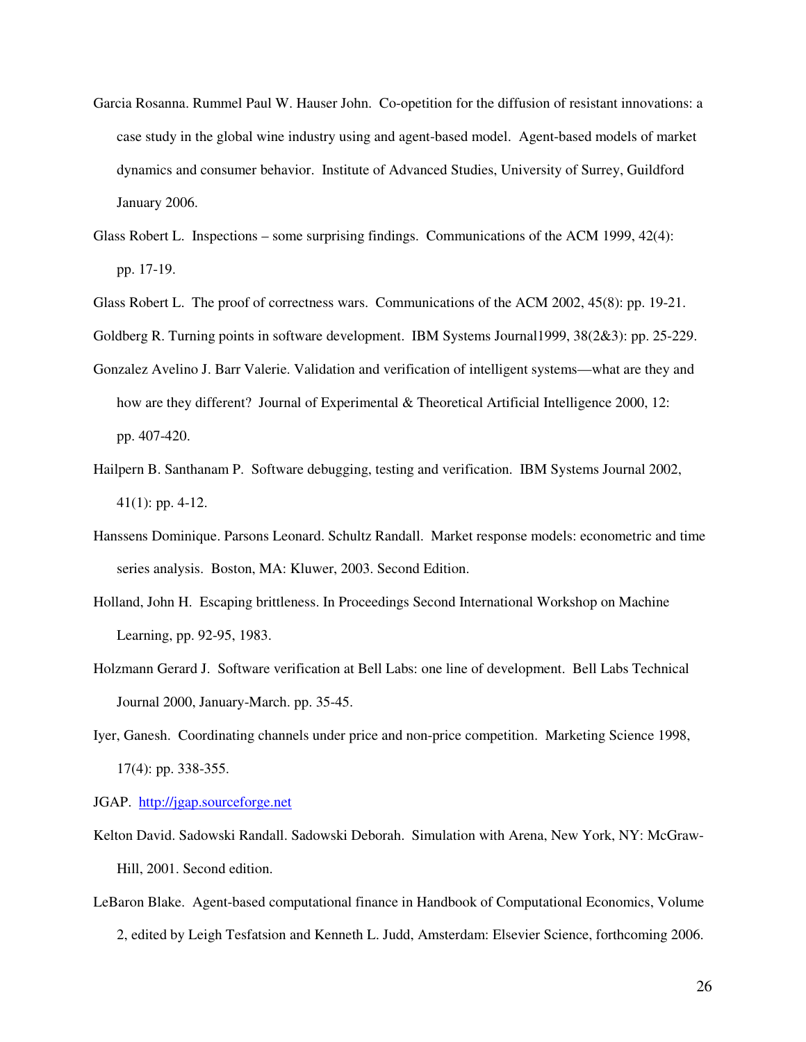Garcia Rosanna. Rummel Paul W. Hauser John. Co-opetition for the diffusion of resistant innovations: a case study in the global wine industry using and agent-based model. Agent-based models of market dynamics and consumer behavior. Institute of Advanced Studies, University of Surrey, Guildford January 2006.

Glass Robert L. Inspections – some surprising findings. Communications of the ACM 1999, 42(4): pp. 17-19.

Glass Robert L. The proof of correctness wars. Communications of the ACM 2002, 45(8): pp. 19-21.

Goldberg R. Turning points in software development. IBM Systems Journal1999, 38(2&3): pp. 25-229.

Gonzalez Avelino J. Barr Valerie. Validation and verification of intelligent systems—what are they and how are they different? Journal of Experimental & Theoretical Artificial Intelligence 2000, 12: pp. 407-420.

Hailpern B. Santhanam P. Software debugging, testing and verification. IBM Systems Journal 2002, 41(1): pp. 4-12.

Hanssens Dominique. Parsons Leonard. Schultz Randall. Market response models: econometric and time series analysis. Boston, MA: Kluwer, 2003. Second Edition.

Holland, John H. Escaping brittleness. In Proceedings Second International Workshop on Machine Learning, pp. 92-95, 1983.

Holzmann Gerard J. Software verification at Bell Labs: one line of development. Bell Labs Technical Journal 2000, January-March. pp. 35-45.

Iyer, Ganesh. Coordinating channels under price and non-price competition. Marketing Science 1998, 17(4): pp. 338-355.

JGAP. http://jgap.sourceforge.net

Kelton David. Sadowski Randall. Sadowski Deborah. Simulation with Arena, New York, NY: McGraw-Hill, 2001. Second edition.

LeBaron Blake. Agent-based computational finance in Handbook of Computational Economics, Volume 2, edited by Leigh Tesfatsion and Kenneth L. Judd, Amsterdam: Elsevier Science, forthcoming 2006.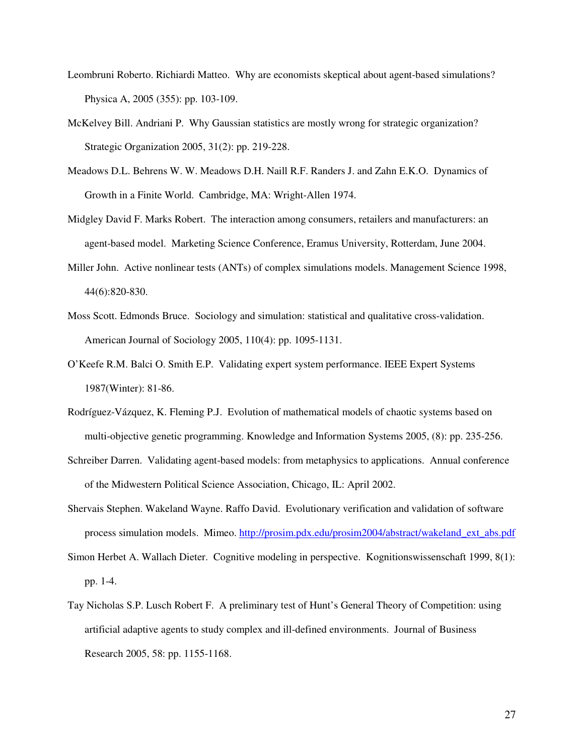Leombruni Roberto. Richiardi Matteo. Why are economists skeptical about agent-based simulations? Physica A, 2005 (355): pp. 103-109.

McKelvey Bill. Andriani P. Why Gaussian statistics are mostly wrong for strategic organization? Strategic Organization 2005, 31(2): pp. 219-228.

Meadows D.L. Behrens W. W. Meadows D.H. Naill R.F. Randers J. and Zahn E.K.O. Dynamics of Growth in a Finite World. Cambridge, MA: Wright-Allen 1974.

Midgley David F. Marks Robert. The interaction among consumers, retailers and manufacturers: an agent-based model. Marketing Science Conference, Eramus University, Rotterdam, June 2004.

Miller John. Active nonlinear tests (ANTs) of complex simulations models. Management Science 1998, 44(6):820-830.

Moss Scott. Edmonds Bruce. Sociology and simulation: statistical and qualitative cross-validation. American Journal of Sociology 2005, 110(4): pp. 1095-1131.

O'Keefe R.M. Balci O. Smith E.P. Validating expert system performance. IEEE Expert Systems 1987(Winter): 81-86.

Rodríguez-Vázquez, K. Fleming P.J. Evolution of mathematical models of chaotic systems based on multi-objective genetic programming. Knowledge and Information Systems 2005, (8): pp. 235-256.

Schreiber Darren. Validating agent-based models: from metaphysics to applications. Annual conference of the Midwestern Political Science Association, Chicago, IL: April 2002.

Shervais Stephen. Wakeland Wayne. Raffo David. Evolutionary verification and validation of software process simulation models. Mimeo. http://prosim.pdx.edu/prosim2004/abstract/wakeland_ext_abs.pdf

Simon Herbet A. Wallach Dieter. Cognitive modeling in perspective. Kognitionswissenschaft 1999, 8(1): pp. 1-4.

Tay Nicholas S.P. Lusch Robert F. A preliminary test of Hunt's General Theory of Competition: using artificial adaptive agents to study complex and ill-defined environments. Journal of Business Research 2005, 58: pp. 1155-1168.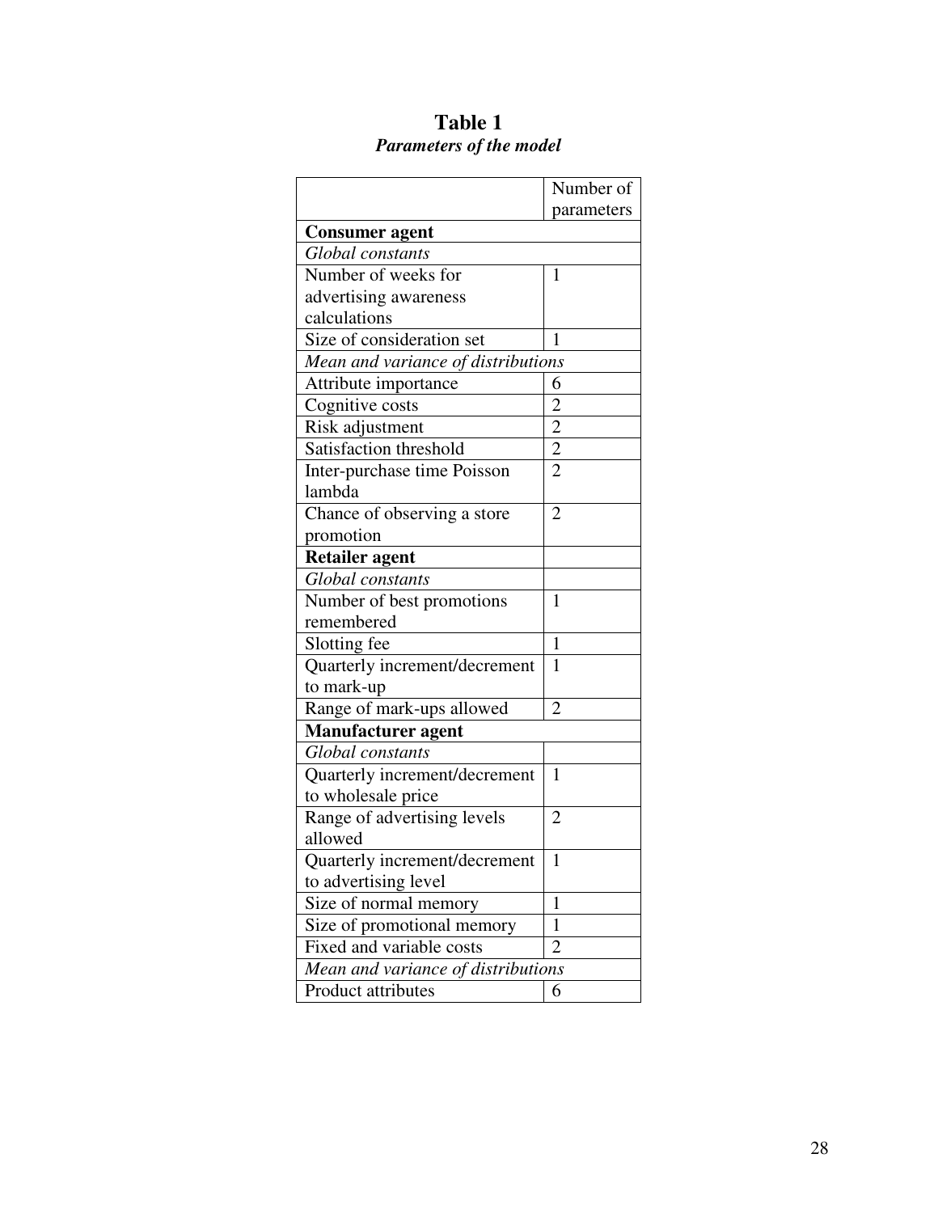**Table 1**

***Parameters of the model***

| | Number of parameters |
|---|---|
| **Consumer agent** | |
| *Global constants* | |
| Number of weeks for advertising awareness calculations | 1 |
| Size of consideration set | 1 |
| *Mean and variance of distributions* | |
| Attribute importance | 6 |
| Cognitive costs | 2 |
| Risk adjustment | 2 |
| Satisfaction threshold | 2 |
| Inter-purchase time Poisson lambda | 2 |
| Chance of observing a store promotion | 2 |
| **Retailer agent** | |
| *Global constants* | |
| Number of best promotions remembered | 1 |
| Slotting fee | 1 |
| Quarterly increment/decrement to mark-up | 1 |
| Range of mark-ups allowed | 2 |
| **Manufacturer agent** | |
| *Global constants* | |
| Quarterly increment/decrement to wholesale price | 1 |
| Range of advertising levels allowed | 2 |
| Quarterly increment/decrement to advertising level | 1 |
| Size of normal memory | 1 |
| Size of promotional memory | 1 |
| Fixed and variable costs | 2 |
| *Mean and variance of distributions* | |
| Product attributes | 6 |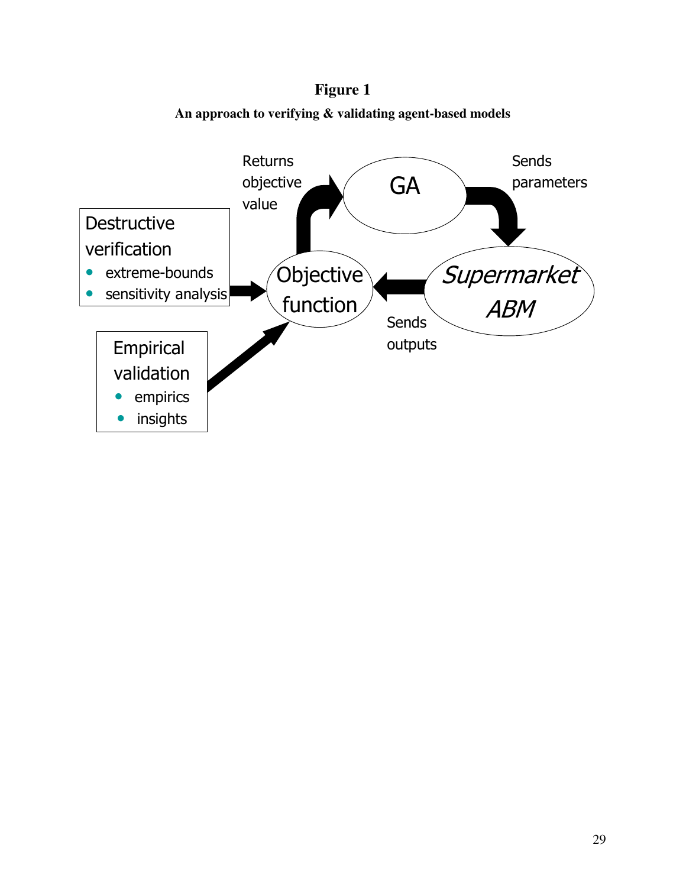**Figure 1**

**An approach to verifying & validating agent-based models**

Destructive verification
- extreme-bounds
- sensitivity analysis

Empirical validation
- empirics
- insights

Returns objective value

GA

Sends parameters

Objective function

*Supermarket ABM*

Sends outputs